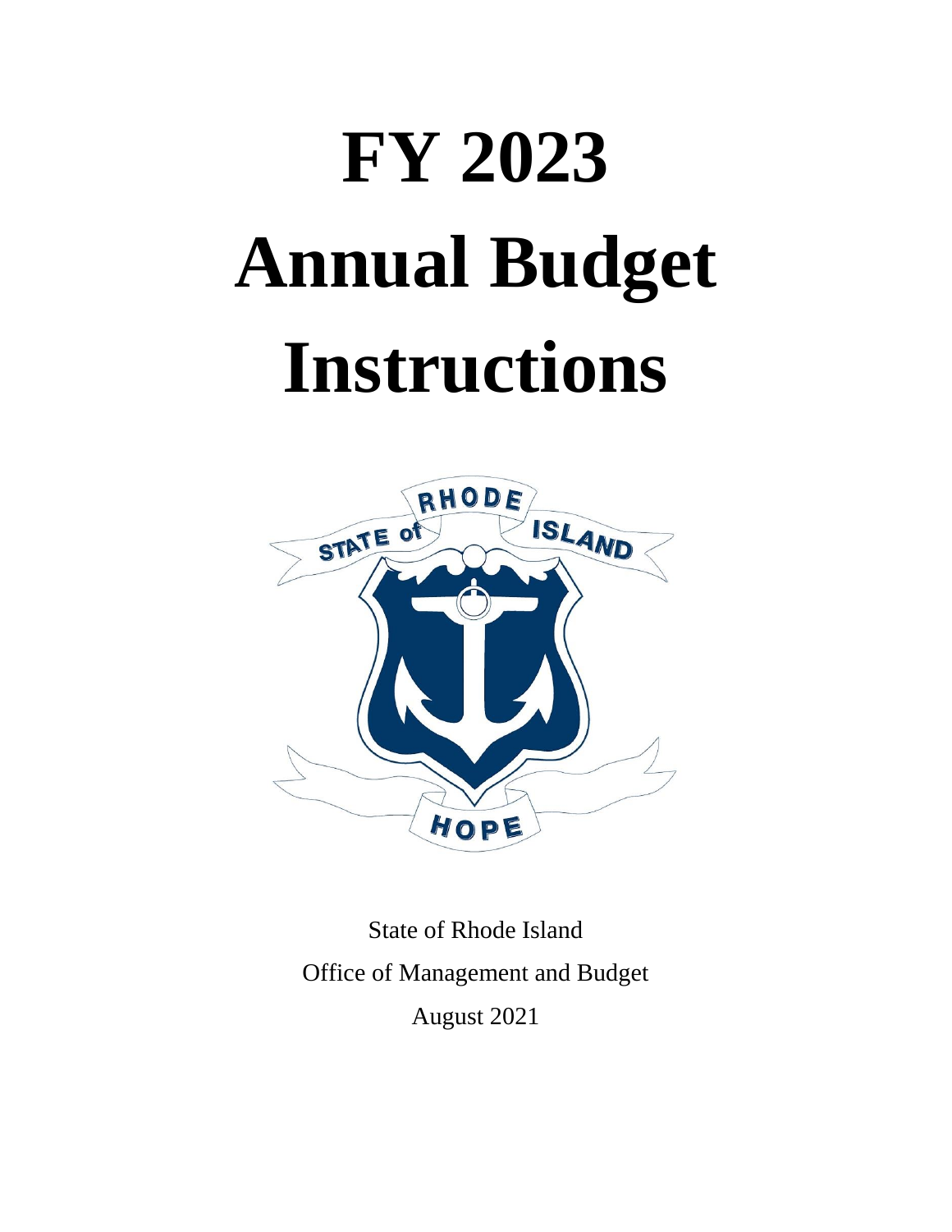# FY 2023 Annual Budget Instructions

State of Rhode Island

Office of Management and Budget

August 2021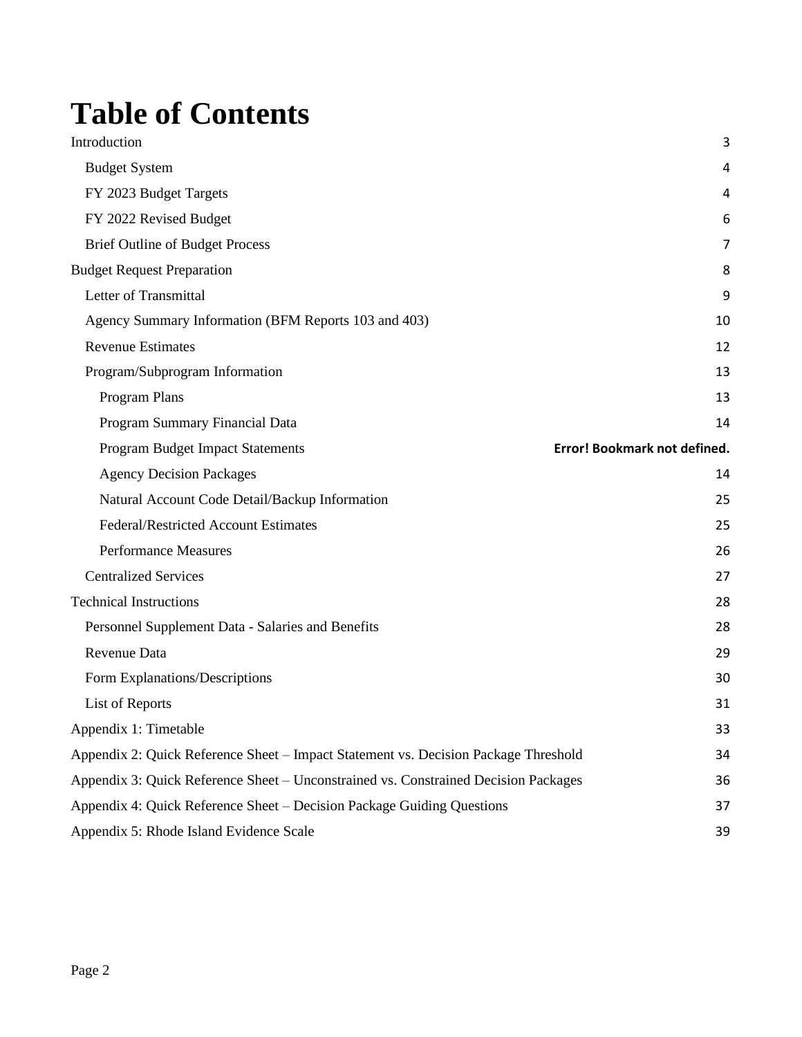# Table of Contents

| | |
|---|---|
| Introduction | 3 |
| Budget System | 4 |
| FY 2023 Budget Targets | 4 |
| FY 2022 Revised Budget | 6 |
| Brief Outline of Budget Process | 7 |
| Budget Request Preparation | 8 |
| Letter of Transmittal | 9 |
| Agency Summary Information (BFM Reports 103 and 403) | 10 |
| Revenue Estimates | 12 |
| Program/Subprogram Information | 13 |
| Program Plans | 13 |
| Program Summary Financial Data | 14 |
| Program Budget Impact Statements | **Error! Bookmark not defined.** |
| Agency Decision Packages | 14 |
| Natural Account Code Detail/Backup Information | 25 |
| Federal/Restricted Account Estimates | 25 |
| Performance Measures | 26 |
| Centralized Services | 27 |
| Technical Instructions | 28 |
| Personnel Supplement Data - Salaries and Benefits | 28 |
| Revenue Data | 29 |
| Form Explanations/Descriptions | 30 |
| List of Reports | 31 |
| Appendix 1: Timetable | 33 |
| Appendix 2: Quick Reference Sheet – Impact Statement vs. Decision Package Threshold | 34 |
| Appendix 3: Quick Reference Sheet – Unconstrained vs. Constrained Decision Packages | 36 |
| Appendix 4: Quick Reference Sheet – Decision Package Guiding Questions | 37 |
| Appendix 5: Rhode Island Evidence Scale | 39 |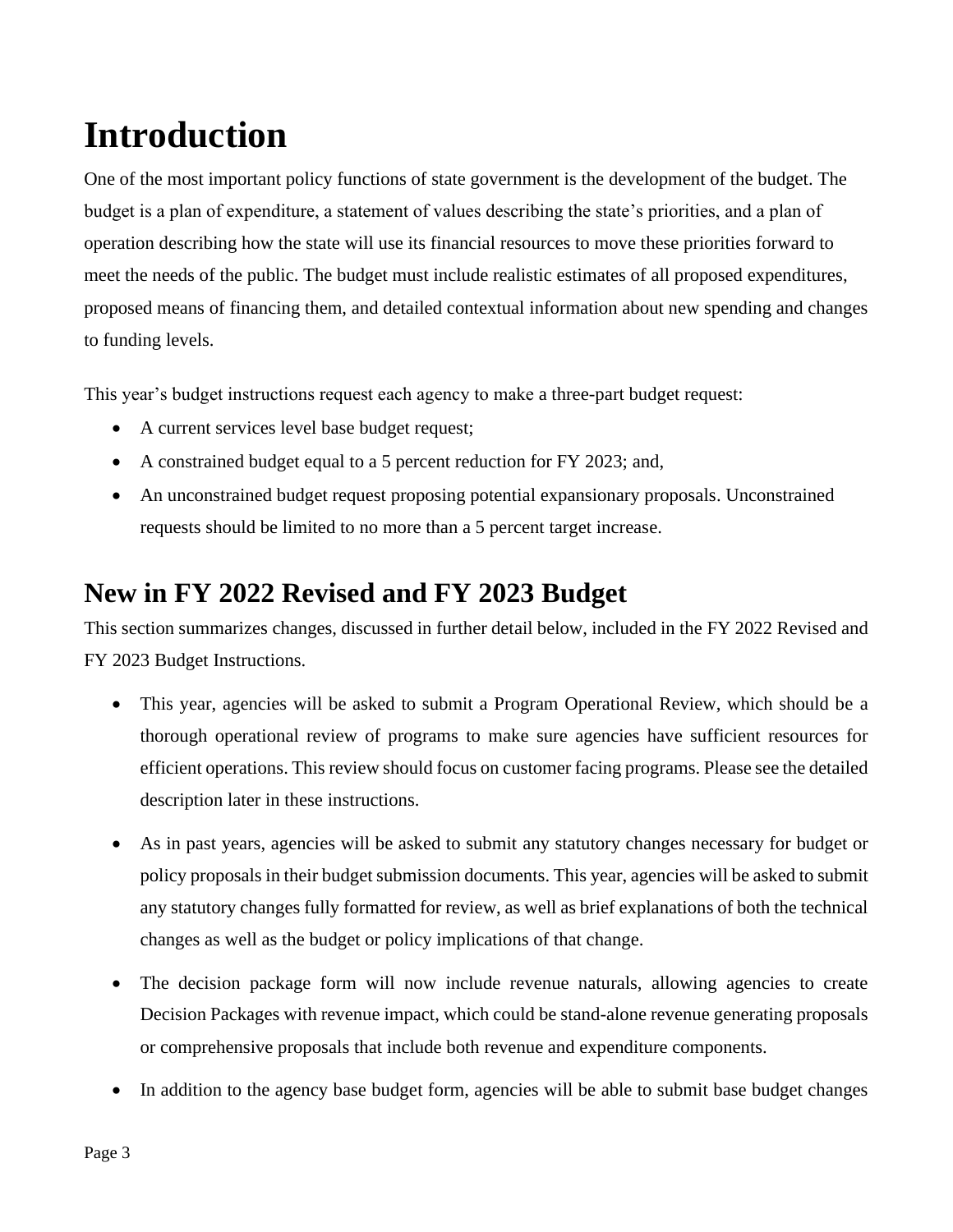# Introduction

One of the most important policy functions of state government is the development of the budget. The budget is a plan of expenditure, a statement of values describing the state's priorities, and a plan of operation describing how the state will use its financial resources to move these priorities forward to meet the needs of the public. The budget must include realistic estimates of all proposed expenditures, proposed means of financing them, and detailed contextual information about new spending and changes to funding levels.

This year's budget instructions request each agency to make a three-part budget request:

- A current services level base budget request;
- A constrained budget equal to a 5 percent reduction for FY 2023; and,
- An unconstrained budget request proposing potential expansionary proposals. Unconstrained requests should be limited to no more than a 5 percent target increase.

## New in FY 2022 Revised and FY 2023 Budget

This section summarizes changes, discussed in further detail below, included in the FY 2022 Revised and FY 2023 Budget Instructions.

- This year, agencies will be asked to submit a Program Operational Review, which should be a thorough operational review of programs to make sure agencies have sufficient resources for efficient operations. This review should focus on customer facing programs. Please see the detailed description later in these instructions.

- As in past years, agencies will be asked to submit any statutory changes necessary for budget or policy proposals in their budget submission documents. This year, agencies will be asked to submit any statutory changes fully formatted for review, as well as brief explanations of both the technical changes as well as the budget or policy implications of that change.

- The decision package form will now include revenue naturals, allowing agencies to create Decision Packages with revenue impact, which could be stand-alone revenue generating proposals or comprehensive proposals that include both revenue and expenditure components.

- In addition to the agency base budget form, agencies will be able to submit base budget changes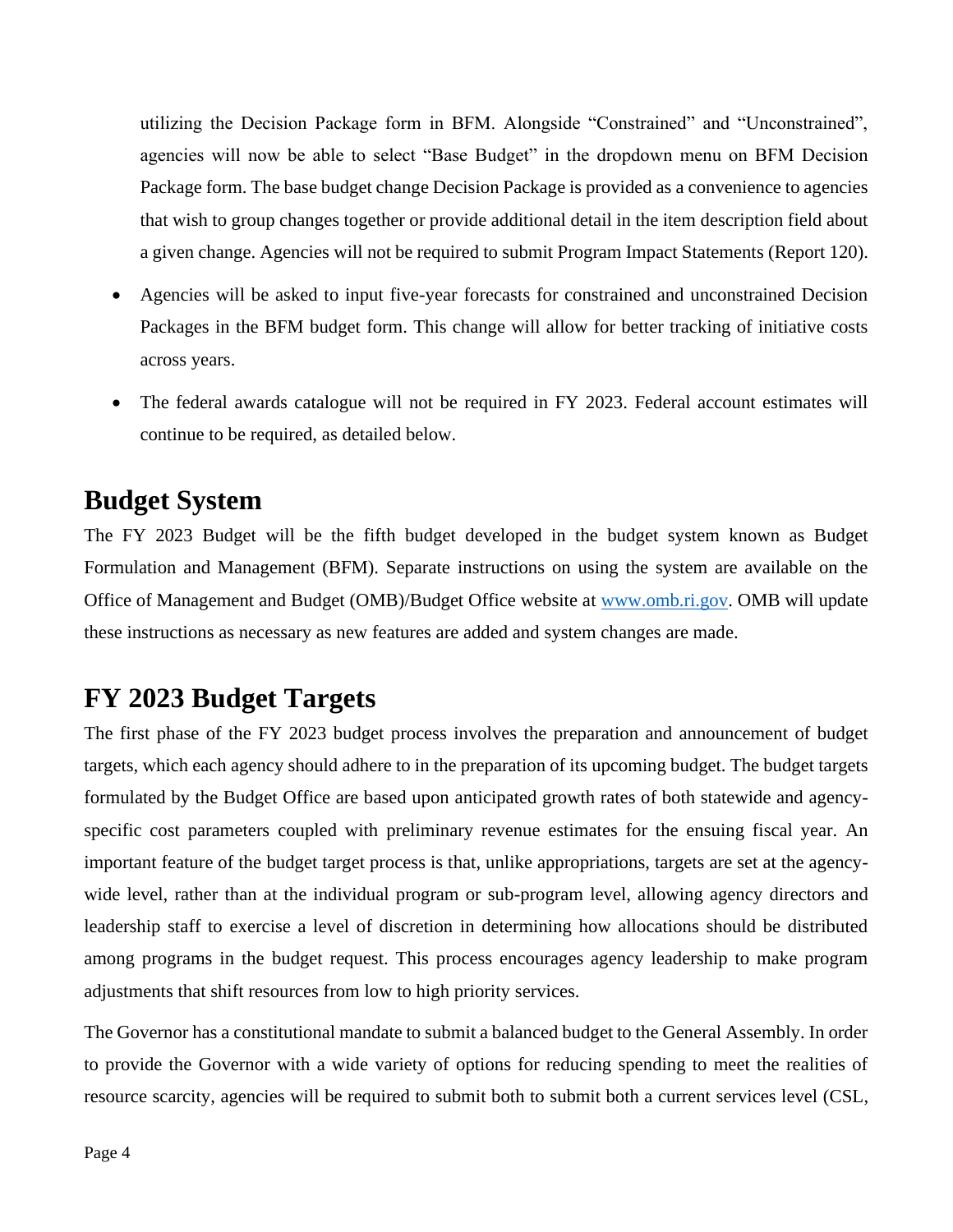utilizing the Decision Package form in BFM. Alongside "Constrained" and "Unconstrained", agencies will now be able to select "Base Budget" in the dropdown menu on BFM Decision Package form. The base budget change Decision Package is provided as a convenience to agencies that wish to group changes together or provide additional detail in the item description field about a given change. Agencies will not be required to submit Program Impact Statements (Report 120).

- Agencies will be asked to input five-year forecasts for constrained and unconstrained Decision Packages in the BFM budget form. This change will allow for better tracking of initiative costs across years.
- The federal awards catalogue will not be required in FY 2023. Federal account estimates will continue to be required, as detailed below.

## Budget System

The FY 2023 Budget will be the fifth budget developed in the budget system known as Budget Formulation and Management (BFM). Separate instructions on using the system are available on the Office of Management and Budget (OMB)/Budget Office website at [www.omb.ri.gov](www.omb.ri.gov). OMB will update these instructions as necessary as new features are added and system changes are made.

## FY 2023 Budget Targets

The first phase of the FY 2023 budget process involves the preparation and announcement of budget targets, which each agency should adhere to in the preparation of its upcoming budget. The budget targets formulated by the Budget Office are based upon anticipated growth rates of both statewide and agency-specific cost parameters coupled with preliminary revenue estimates for the ensuing fiscal year. An important feature of the budget target process is that, unlike appropriations, targets are set at the agency-wide level, rather than at the individual program or sub-program level, allowing agency directors and leadership staff to exercise a level of discretion in determining how allocations should be distributed among programs in the budget request. This process encourages agency leadership to make program adjustments that shift resources from low to high priority services.

The Governor has a constitutional mandate to submit a balanced budget to the General Assembly. In order to provide the Governor with a wide variety of options for reducing spending to meet the realities of resource scarcity, agencies will be required to submit both to submit both a current services level (CSL,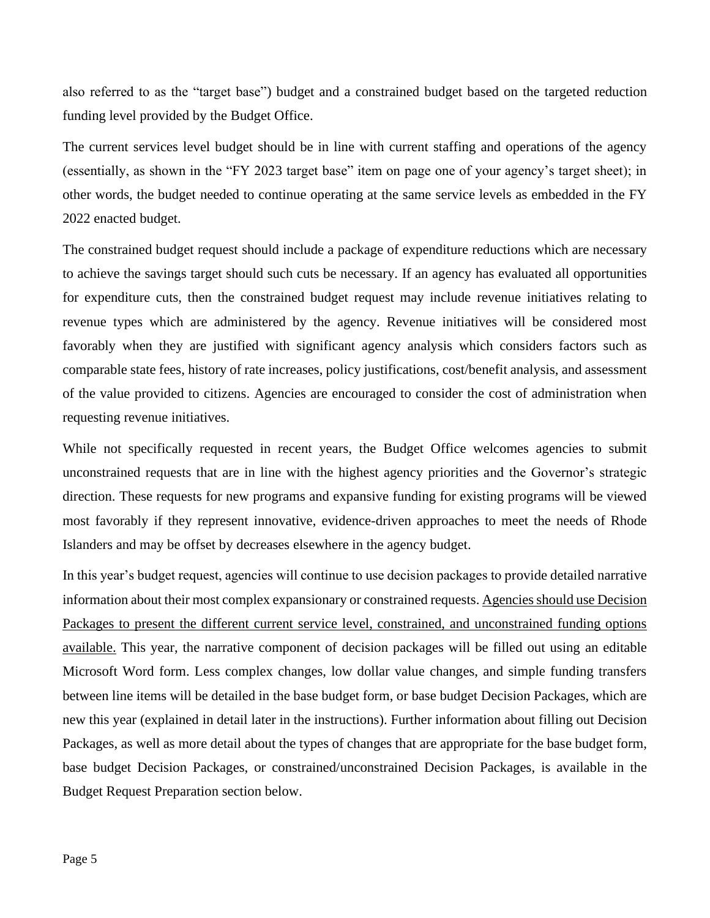also referred to as the "target base") budget and a constrained budget based on the targeted reduction funding level provided by the Budget Office.

The current services level budget should be in line with current staffing and operations of the agency (essentially, as shown in the "FY 2023 target base" item on page one of your agency's target sheet); in other words, the budget needed to continue operating at the same service levels as embedded in the FY 2022 enacted budget.

The constrained budget request should include a package of expenditure reductions which are necessary to achieve the savings target should such cuts be necessary. If an agency has evaluated all opportunities for expenditure cuts, then the constrained budget request may include revenue initiatives relating to revenue types which are administered by the agency. Revenue initiatives will be considered most favorably when they are justified with significant agency analysis which considers factors such as comparable state fees, history of rate increases, policy justifications, cost/benefit analysis, and assessment of the value provided to citizens. Agencies are encouraged to consider the cost of administration when requesting revenue initiatives.

While not specifically requested in recent years, the Budget Office welcomes agencies to submit unconstrained requests that are in line with the highest agency priorities and the Governor's strategic direction. These requests for new programs and expansive funding for existing programs will be viewed most favorably if they represent innovative, evidence-driven approaches to meet the needs of Rhode Islanders and may be offset by decreases elsewhere in the agency budget.

In this year's budget request, agencies will continue to use decision packages to provide detailed narrative information about their most complex expansionary or constrained requests. <u>Agencies should use Decision Packages to present the different current service level, constrained, and unconstrained funding options available.</u> This year, the narrative component of decision packages will be filled out using an editable Microsoft Word form. Less complex changes, low dollar value changes, and simple funding transfers between line items will be detailed in the base budget form, or base budget Decision Packages, which are new this year (explained in detail later in the instructions). Further information about filling out Decision Packages, as well as more detail about the types of changes that are appropriate for the base budget form, base budget Decision Packages, or constrained/unconstrained Decision Packages, is available in the Budget Request Preparation section below.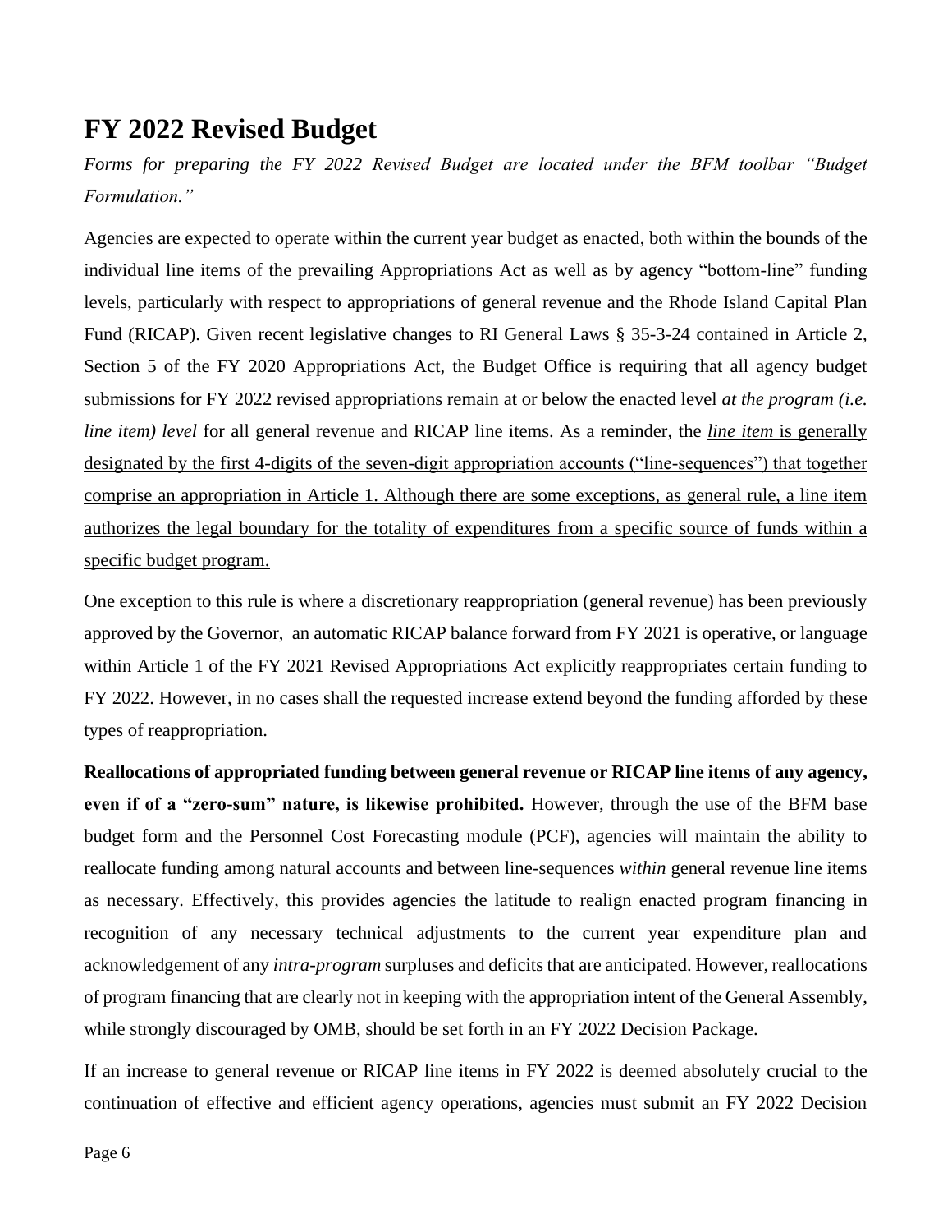# FY 2022 Revised Budget

*Forms for preparing the FY 2022 Revised Budget are located under the BFM toolbar "Budget Formulation."*

Agencies are expected to operate within the current year budget as enacted, both within the bounds of the individual line items of the prevailing Appropriations Act as well as by agency "bottom-line" funding levels, particularly with respect to appropriations of general revenue and the Rhode Island Capital Plan Fund (RICAP). Given recent legislative changes to RI General Laws § 35-3-24 contained in Article 2, Section 5 of the FY 2020 Appropriations Act, the Budget Office is requiring that all agency budget submissions for FY 2022 revised appropriations remain at or below the enacted level *at the program (i.e. line item) level* for all general revenue and RICAP line items. As a reminder, the <u>*line item* is generally designated by the first 4-digits of the seven-digit appropriation accounts ("line-sequences") that together comprise an appropriation in Article 1. Although there are some exceptions, as general rule, a line item authorizes the legal boundary for the totality of expenditures from a specific source of funds within a specific budget program.</u>

One exception to this rule is where a discretionary reappropriation (general revenue) has been previously approved by the Governor, an automatic RICAP balance forward from FY 2021 is operative, or language within Article 1 of the FY 2021 Revised Appropriations Act explicitly reappropriates certain funding to FY 2022. However, in no cases shall the requested increase extend beyond the funding afforded by these types of reappropriation.

**Reallocations of appropriated funding between general revenue or RICAP line items of any agency, even if of a "zero-sum" nature, is likewise prohibited.** However, through the use of the BFM base budget form and the Personnel Cost Forecasting module (PCF), agencies will maintain the ability to reallocate funding among natural accounts and between line-sequences *within* general revenue line items as necessary. Effectively, this provides agencies the latitude to realign enacted program financing in recognition of any necessary technical adjustments to the current year expenditure plan and acknowledgement of any *intra-program* surpluses and deficits that are anticipated. However, reallocations of program financing that are clearly not in keeping with the appropriation intent of the General Assembly, while strongly discouraged by OMB, should be set forth in an FY 2022 Decision Package.

If an increase to general revenue or RICAP line items in FY 2022 is deemed absolutely crucial to the continuation of effective and efficient agency operations, agencies must submit an FY 2022 Decision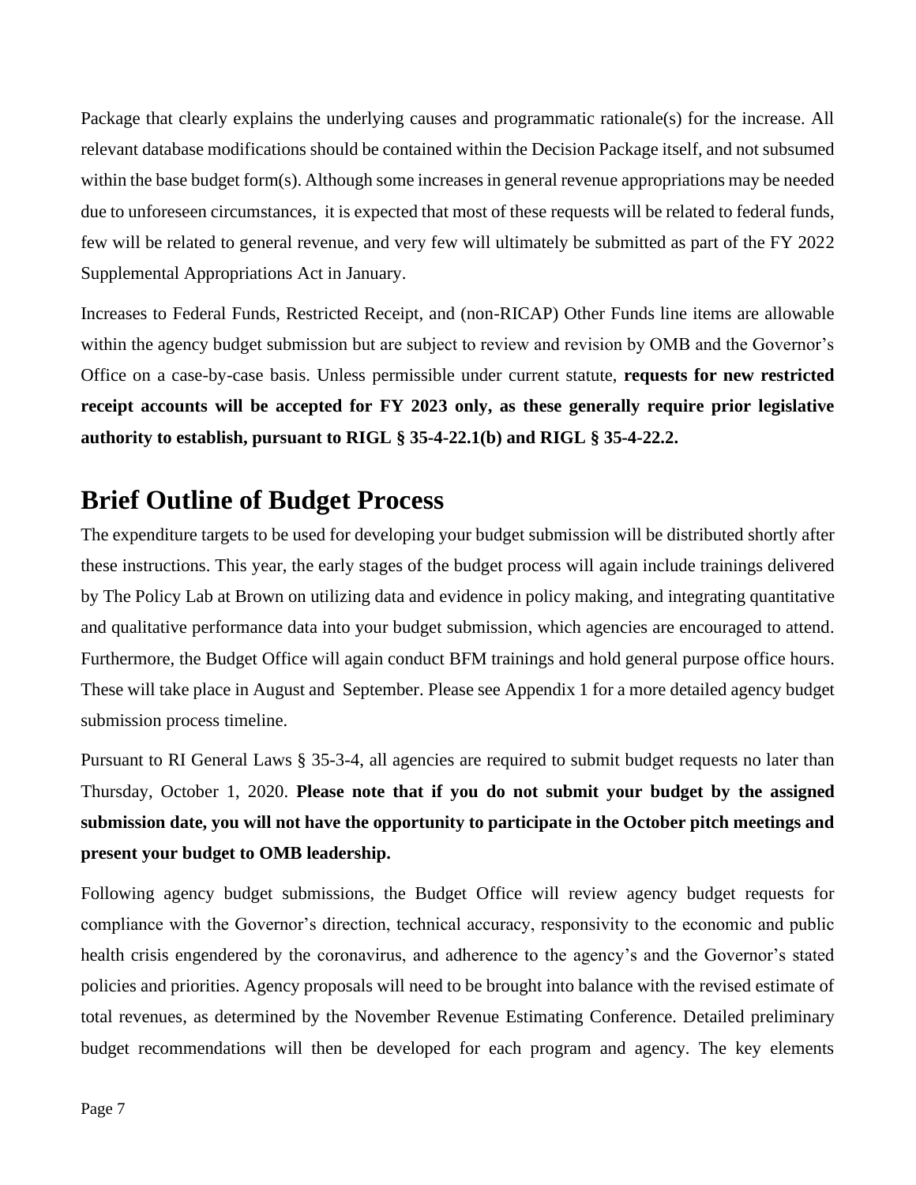Package that clearly explains the underlying causes and programmatic rationale(s) for the increase. All relevant database modifications should be contained within the Decision Package itself, and not subsumed within the base budget form(s). Although some increases in general revenue appropriations may be needed due to unforeseen circumstances, it is expected that most of these requests will be related to federal funds, few will be related to general revenue, and very few will ultimately be submitted as part of the FY 2022 Supplemental Appropriations Act in January.

Increases to Federal Funds, Restricted Receipt, and (non-RICAP) Other Funds line items are allowable within the agency budget submission but are subject to review and revision by OMB and the Governor's Office on a case-by-case basis. Unless permissible under current statute, **requests for new restricted receipt accounts will be accepted for FY 2023 only, as these generally require prior legislative authority to establish, pursuant to RIGL § 35-4-22.1(b) and RIGL § 35-4-22.2.**

## Brief Outline of Budget Process

The expenditure targets to be used for developing your budget submission will be distributed shortly after these instructions. This year, the early stages of the budget process will again include trainings delivered by The Policy Lab at Brown on utilizing data and evidence in policy making, and integrating quantitative and qualitative performance data into your budget submission, which agencies are encouraged to attend. Furthermore, the Budget Office will again conduct BFM trainings and hold general purpose office hours. These will take place in August and September. Please see Appendix 1 for a more detailed agency budget submission process timeline.

Pursuant to RI General Laws § 35-3-4, all agencies are required to submit budget requests no later than Thursday, October 1, 2020. **Please note that if you do not submit your budget by the assigned submission date, you will not have the opportunity to participate in the October pitch meetings and present your budget to OMB leadership.**

Following agency budget submissions, the Budget Office will review agency budget requests for compliance with the Governor's direction, technical accuracy, responsivity to the economic and public health crisis engendered by the coronavirus, and adherence to the agency's and the Governor's stated policies and priorities. Agency proposals will need to be brought into balance with the revised estimate of total revenues, as determined by the November Revenue Estimating Conference. Detailed preliminary budget recommendations will then be developed for each program and agency. The key elements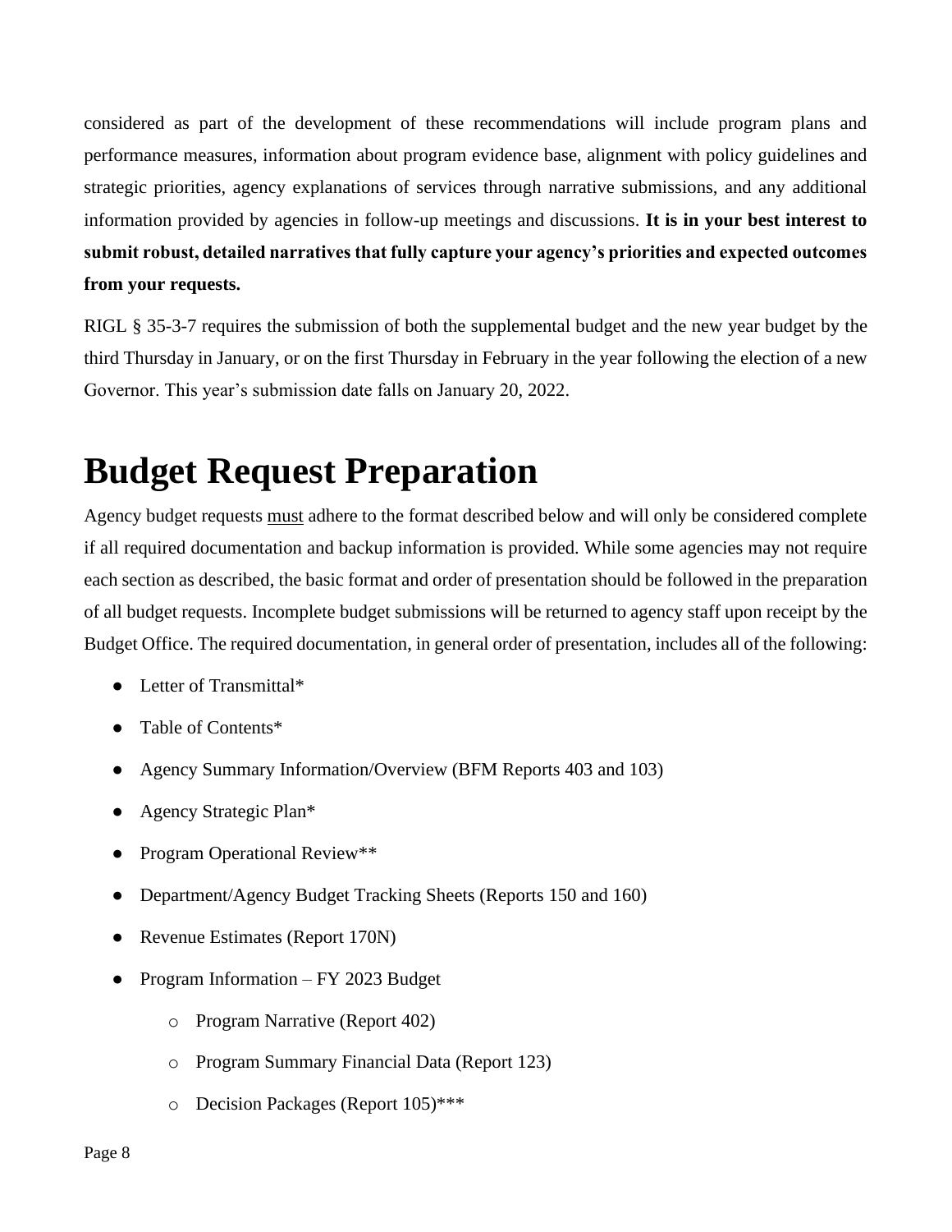considered as part of the development of these recommendations will include program plans and performance measures, information about program evidence base, alignment with policy guidelines and strategic priorities, agency explanations of services through narrative submissions, and any additional information provided by agencies in follow-up meetings and discussions. **It is in your best interest to submit robust, detailed narratives that fully capture your agency's priorities and expected outcomes from your requests.**

RIGL § 35-3-7 requires the submission of both the supplemental budget and the new year budget by the third Thursday in January, or on the first Thursday in February in the year following the election of a new Governor. This year's submission date falls on January 20, 2022.

# Budget Request Preparation

Agency budget requests <u>must</u> adhere to the format described below and will only be considered complete if all required documentation and backup information is provided. While some agencies may not require each section as described, the basic format and order of presentation should be followed in the preparation of all budget requests. Incomplete budget submissions will be returned to agency staff upon receipt by the Budget Office. The required documentation, in general order of presentation, includes all of the following:

- Letter of Transmittal*
- Table of Contents*
- Agency Summary Information/Overview (BFM Reports 403 and 103)
- Agency Strategic Plan*
- Program Operational Review**
- Department/Agency Budget Tracking Sheets (Reports 150 and 160)
- Revenue Estimates (Report 170N)
- Program Information – FY 2023 Budget
    - Program Narrative (Report 402)
    - Program Summary Financial Data (Report 123)
    - Decision Packages (Report 105)***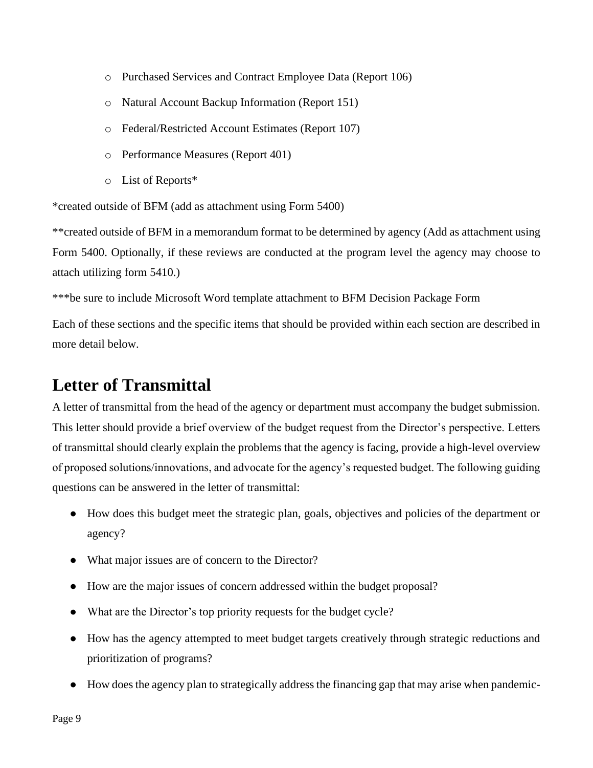- Purchased Services and Contract Employee Data (Report 106)
- Natural Account Backup Information (Report 151)
- Federal/Restricted Account Estimates (Report 107)
- Performance Measures (Report 401)
- List of Reports*

*created outside of BFM (add as attachment using Form 5400)

**created outside of BFM in a memorandum format to be determined by agency (Add as attachment using Form 5400. Optionally, if these reviews are conducted at the program level the agency may choose to attach utilizing form 5410.)

***be sure to include Microsoft Word template attachment to BFM Decision Package Form

Each of these sections and the specific items that should be provided within each section are described in more detail below.

# Letter of Transmittal

A letter of transmittal from the head of the agency or department must accompany the budget submission. This letter should provide a brief overview of the budget request from the Director's perspective. Letters of transmittal should clearly explain the problems that the agency is facing, provide a high-level overview of proposed solutions/innovations, and advocate for the agency's requested budget. The following guiding questions can be answered in the letter of transmittal:

- How does this budget meet the strategic plan, goals, objectives and policies of the department or agency?
- What major issues are of concern to the Director?
- How are the major issues of concern addressed within the budget proposal?
- What are the Director's top priority requests for the budget cycle?
- How has the agency attempted to meet budget targets creatively through strategic reductions and prioritization of programs?
- How does the agency plan to strategically address the financing gap that may arise when pandemic-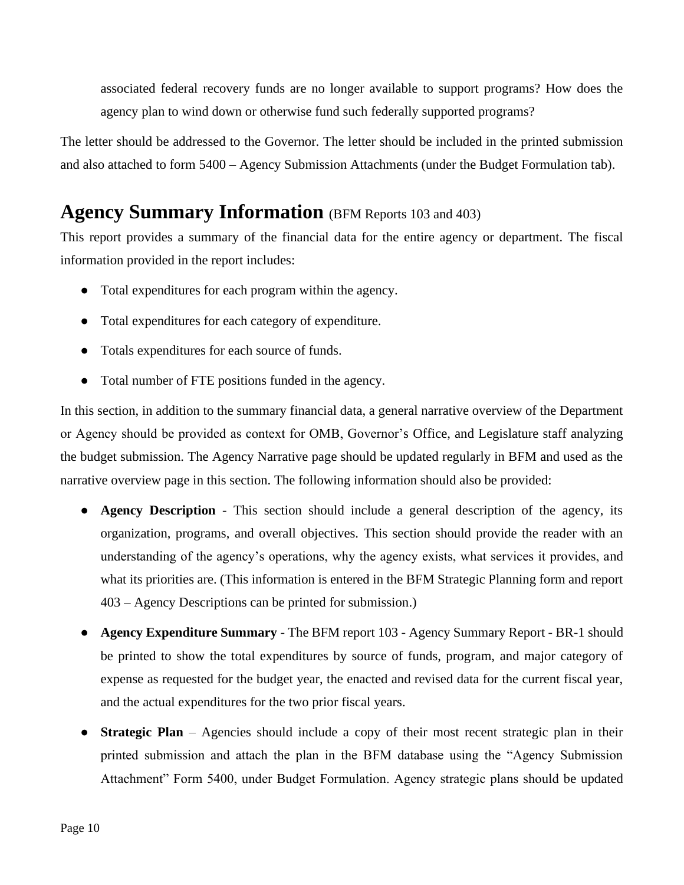associated federal recovery funds are no longer available to support programs? How does the agency plan to wind down or otherwise fund such federally supported programs?

The letter should be addressed to the Governor. The letter should be included in the printed submission and also attached to form 5400 – Agency Submission Attachments (under the Budget Formulation tab).

## Agency Summary Information (BFM Reports 103 and 403)

This report provides a summary of the financial data for the entire agency or department. The fiscal information provided in the report includes:

- Total expenditures for each program within the agency.
- Total expenditures for each category of expenditure.
- Totals expenditures for each source of funds.
- Total number of FTE positions funded in the agency.

In this section, in addition to the summary financial data, a general narrative overview of the Department or Agency should be provided as context for OMB, Governor's Office, and Legislature staff analyzing the budget submission. The Agency Narrative page should be updated regularly in BFM and used as the narrative overview page in this section. The following information should also be provided:

- **Agency Description** - This section should include a general description of the agency, its organization, programs, and overall objectives. This section should provide the reader with an understanding of the agency's operations, why the agency exists, what services it provides, and what its priorities are. (This information is entered in the BFM Strategic Planning form and report 403 – Agency Descriptions can be printed for submission.)
- **Agency Expenditure Summary** - The BFM report 103 - Agency Summary Report - BR-1 should be printed to show the total expenditures by source of funds, program, and major category of expense as requested for the budget year, the enacted and revised data for the current fiscal year, and the actual expenditures for the two prior fiscal years.
- **Strategic Plan** – Agencies should include a copy of their most recent strategic plan in their printed submission and attach the plan in the BFM database using the "Agency Submission Attachment" Form 5400, under Budget Formulation. Agency strategic plans should be updated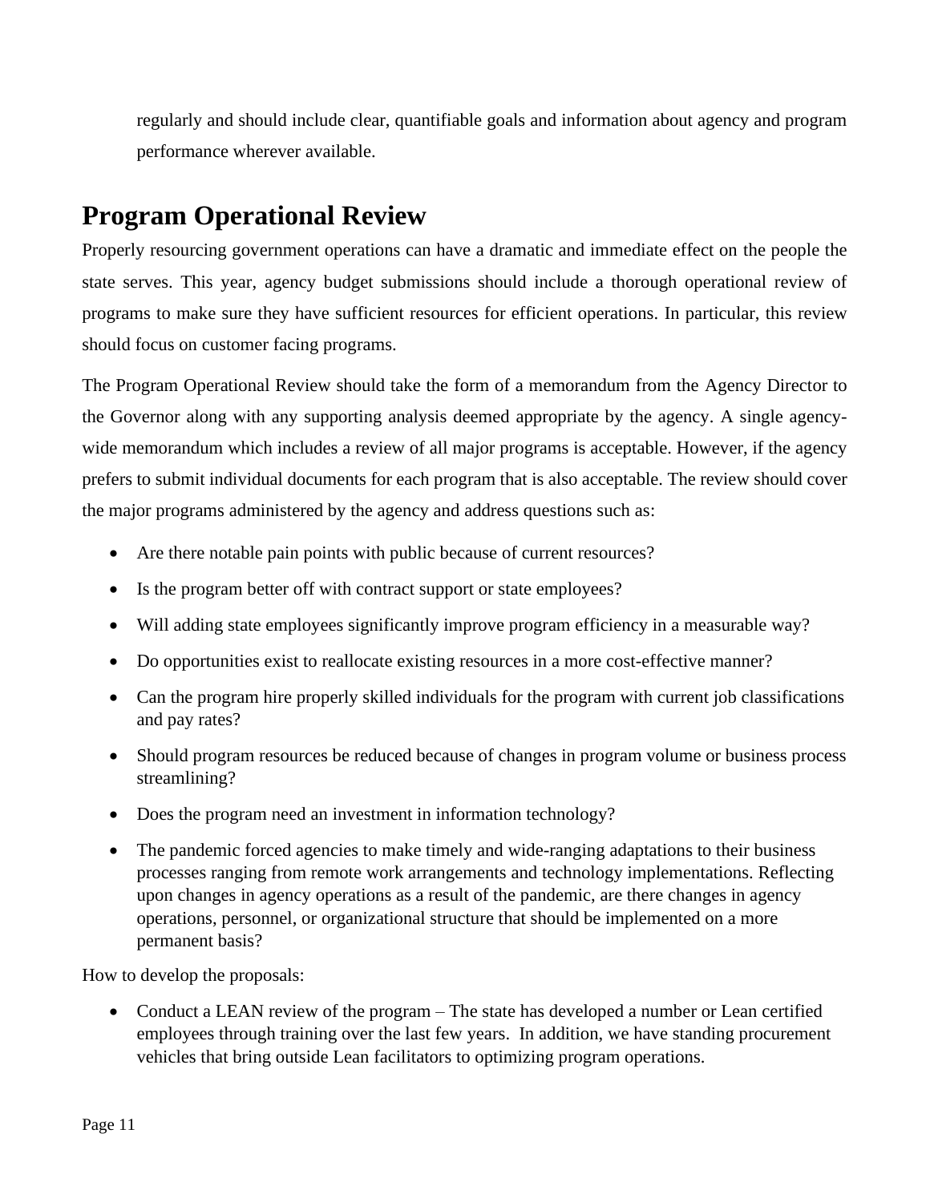regularly and should include clear, quantifiable goals and information about agency and program performance wherever available.

## Program Operational Review

Properly resourcing government operations can have a dramatic and immediate effect on the people the state serves. This year, agency budget submissions should include a thorough operational review of programs to make sure they have sufficient resources for efficient operations. In particular, this review should focus on customer facing programs.

The Program Operational Review should take the form of a memorandum from the Agency Director to the Governor along with any supporting analysis deemed appropriate by the agency. A single agency-wide memorandum which includes a review of all major programs is acceptable. However, if the agency prefers to submit individual documents for each program that is also acceptable. The review should cover the major programs administered by the agency and address questions such as:

- Are there notable pain points with public because of current resources?
- Is the program better off with contract support or state employees?
- Will adding state employees significantly improve program efficiency in a measurable way?
- Do opportunities exist to reallocate existing resources in a more cost-effective manner?
- Can the program hire properly skilled individuals for the program with current job classifications and pay rates?
- Should program resources be reduced because of changes in program volume or business process streamlining?
- Does the program need an investment in information technology?
- The pandemic forced agencies to make timely and wide-ranging adaptations to their business processes ranging from remote work arrangements and technology implementations. Reflecting upon changes in agency operations as a result of the pandemic, are there changes in agency operations, personnel, or organizational structure that should be implemented on a more permanent basis?

How to develop the proposals:

- Conduct a LEAN review of the program – The state has developed a number or Lean certified employees through training over the last few years. In addition, we have standing procurement vehicles that bring outside Lean facilitators to optimizing program operations.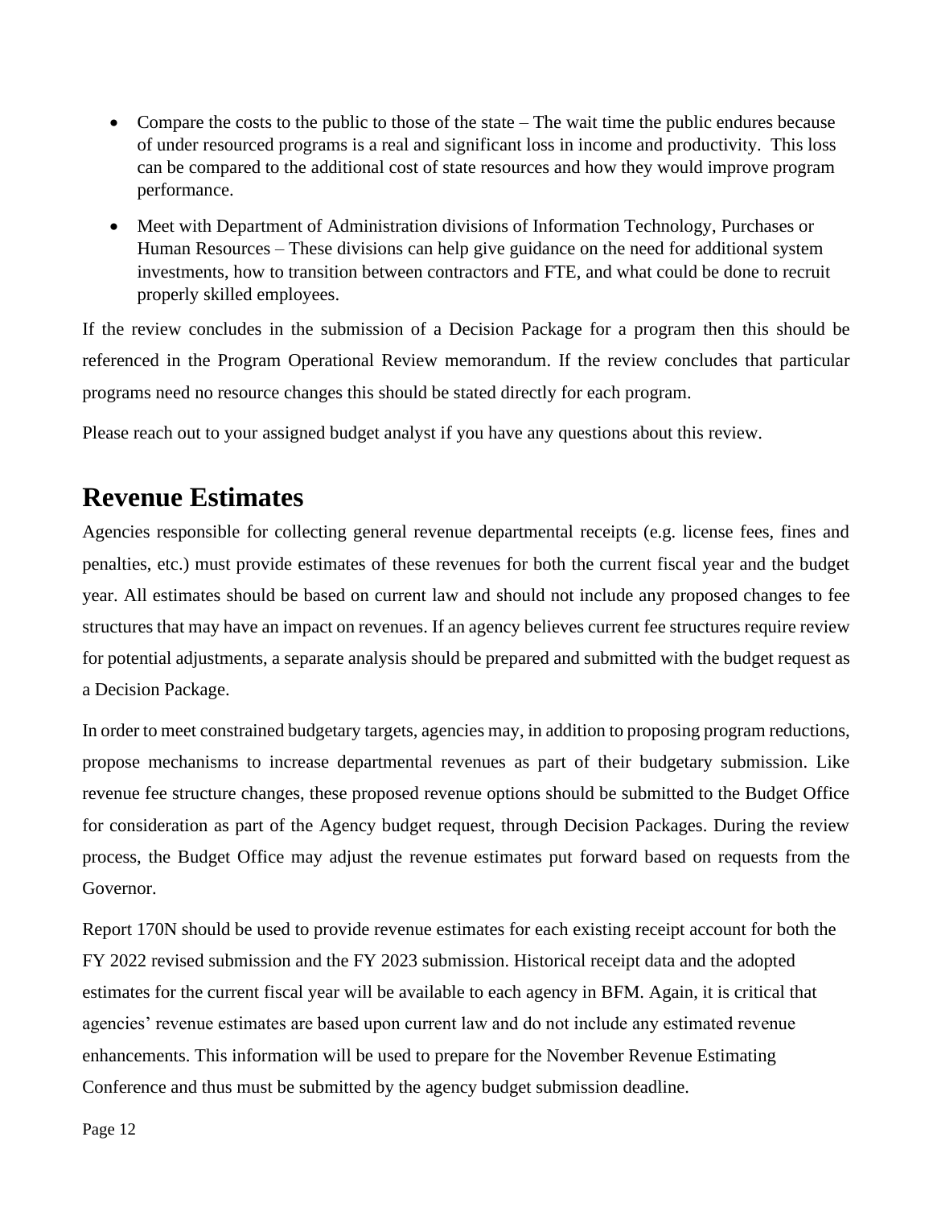- Compare the costs to the public to those of the state – The wait time the public endures because of under resourced programs is a real and significant loss in income and productivity. This loss can be compared to the additional cost of state resources and how they would improve program performance.
- Meet with Department of Administration divisions of Information Technology, Purchases or Human Resources – These divisions can help give guidance on the need for additional system investments, how to transition between contractors and FTE, and what could be done to recruit properly skilled employees.

If the review concludes in the submission of a Decision Package for a program then this should be referenced in the Program Operational Review memorandum. If the review concludes that particular programs need no resource changes this should be stated directly for each program.

Please reach out to your assigned budget analyst if you have any questions about this review.

# Revenue Estimates

Agencies responsible for collecting general revenue departmental receipts (e.g. license fees, fines and penalties, etc.) must provide estimates of these revenues for both the current fiscal year and the budget year. All estimates should be based on current law and should not include any proposed changes to fee structures that may have an impact on revenues. If an agency believes current fee structures require review for potential adjustments, a separate analysis should be prepared and submitted with the budget request as a Decision Package.

In order to meet constrained budgetary targets, agencies may, in addition to proposing program reductions, propose mechanisms to increase departmental revenues as part of their budgetary submission. Like revenue fee structure changes, these proposed revenue options should be submitted to the Budget Office for consideration as part of the Agency budget request, through Decision Packages. During the review process, the Budget Office may adjust the revenue estimates put forward based on requests from the Governor.

Report 170N should be used to provide revenue estimates for each existing receipt account for both the FY 2022 revised submission and the FY 2023 submission. Historical receipt data and the adopted estimates for the current fiscal year will be available to each agency in BFM. Again, it is critical that agencies' revenue estimates are based upon current law and do not include any estimated revenue enhancements. This information will be used to prepare for the November Revenue Estimating Conference and thus must be submitted by the agency budget submission deadline.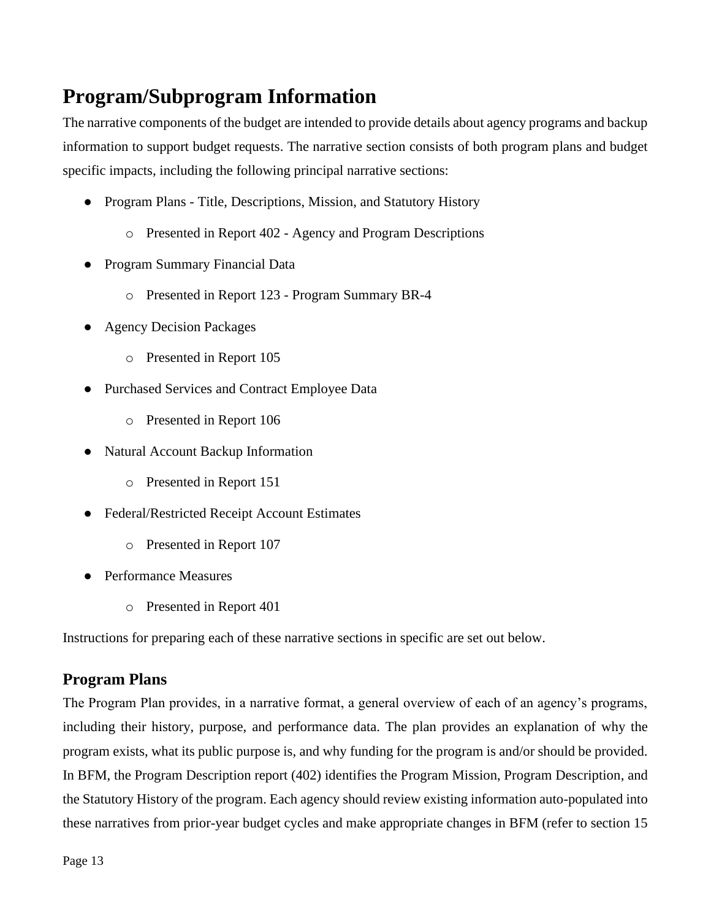# Program/Subprogram Information

The narrative components of the budget are intended to provide details about agency programs and backup information to support budget requests. The narrative section consists of both program plans and budget specific impacts, including the following principal narrative sections:

- Program Plans - Title, Descriptions, Mission, and Statutory History
  - Presented in Report 402 - Agency and Program Descriptions
- Program Summary Financial Data
  - Presented in Report 123 - Program Summary BR-4
- Agency Decision Packages
  - Presented in Report 105
- Purchased Services and Contract Employee Data
  - Presented in Report 106
- Natural Account Backup Information
  - Presented in Report 151
- Federal/Restricted Receipt Account Estimates
  - Presented in Report 107
- Performance Measures
  - Presented in Report 401

Instructions for preparing each of these narrative sections in specific are set out below.

## Program Plans

The Program Plan provides, in a narrative format, a general overview of each of an agency's programs, including their history, purpose, and performance data. The plan provides an explanation of why the program exists, what its public purpose is, and why funding for the program is and/or should be provided. In BFM, the Program Description report (402) identifies the Program Mission, Program Description, and the Statutory History of the program. Each agency should review existing information auto-populated into these narratives from prior-year budget cycles and make appropriate changes in BFM (refer to section 15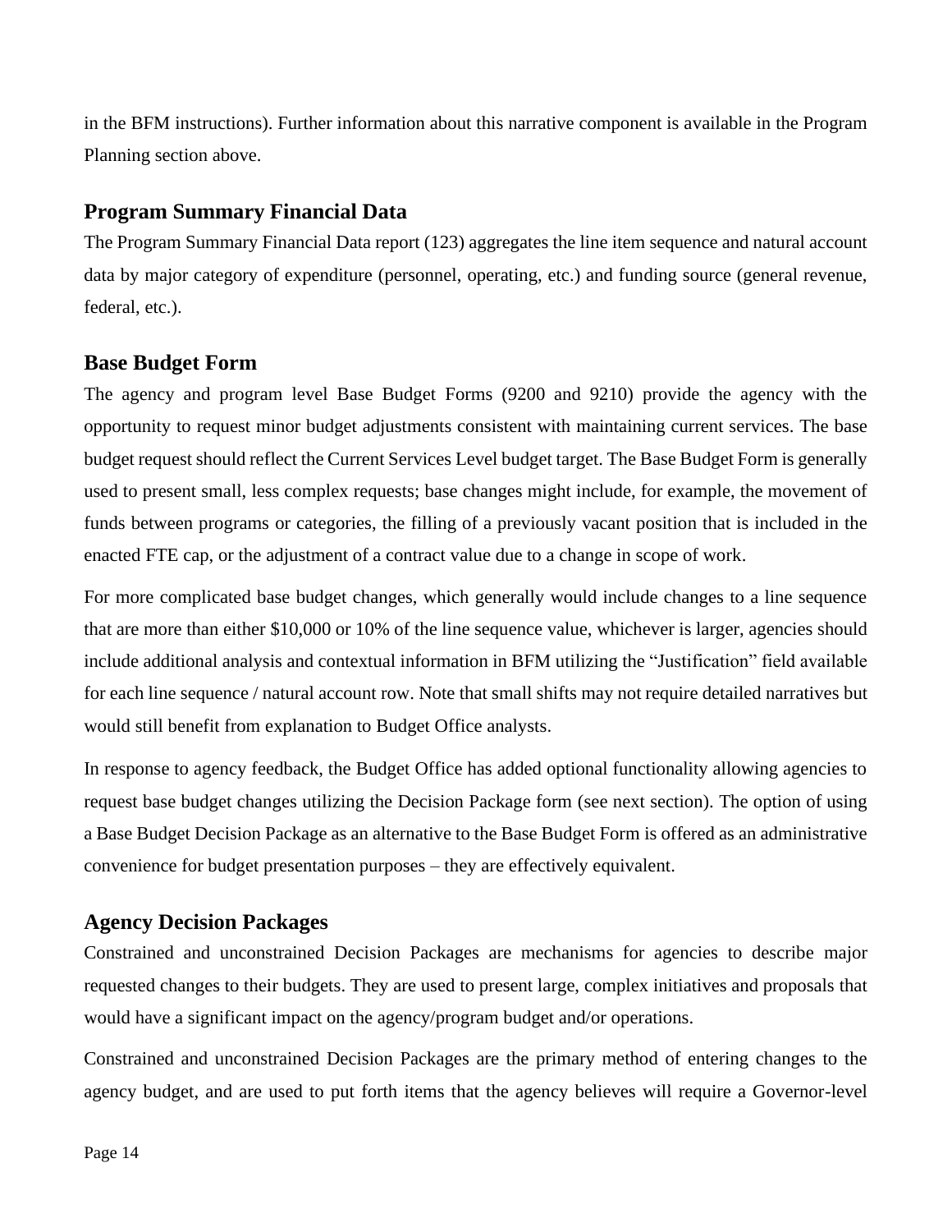in the BFM instructions). Further information about this narrative component is available in the Program Planning section above.

## Program Summary Financial Data

The Program Summary Financial Data report (123) aggregates the line item sequence and natural account data by major category of expenditure (personnel, operating, etc.) and funding source (general revenue, federal, etc.).

## Base Budget Form

The agency and program level Base Budget Forms (9200 and 9210) provide the agency with the opportunity to request minor budget adjustments consistent with maintaining current services. The base budget request should reflect the Current Services Level budget target. The Base Budget Form is generally used to present small, less complex requests; base changes might include, for example, the movement of funds between programs or categories, the filling of a previously vacant position that is included in the enacted FTE cap, or the adjustment of a contract value due to a change in scope of work.

For more complicated base budget changes, which generally would include changes to a line sequence that are more than either $10,000 or 10% of the line sequence value, whichever is larger, agencies should include additional analysis and contextual information in BFM utilizing the "Justification" field available for each line sequence / natural account row. Note that small shifts may not require detailed narratives but would still benefit from explanation to Budget Office analysts.

In response to agency feedback, the Budget Office has added optional functionality allowing agencies to request base budget changes utilizing the Decision Package form (see next section). The option of using a Base Budget Decision Package as an alternative to the Base Budget Form is offered as an administrative convenience for budget presentation purposes – they are effectively equivalent.

## Agency Decision Packages

Constrained and unconstrained Decision Packages are mechanisms for agencies to describe major requested changes to their budgets. They are used to present large, complex initiatives and proposals that would have a significant impact on the agency/program budget and/or operations.

Constrained and unconstrained Decision Packages are the primary method of entering changes to the agency budget, and are used to put forth items that the agency believes will require a Governor-level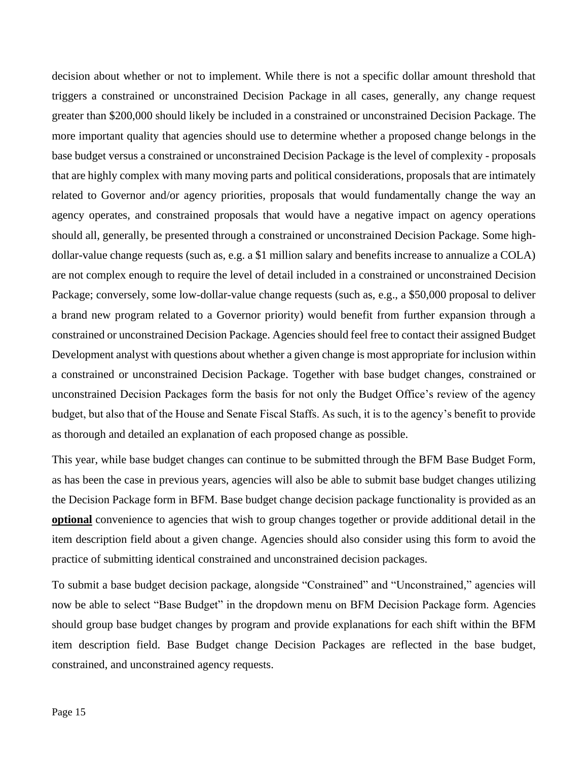decision about whether or not to implement. While there is not a specific dollar amount threshold that triggers a constrained or unconstrained Decision Package in all cases, generally, any change request greater than $200,000 should likely be included in a constrained or unconstrained Decision Package. The more important quality that agencies should use to determine whether a proposed change belongs in the base budget versus a constrained or unconstrained Decision Package is the level of complexity - proposals that are highly complex with many moving parts and political considerations, proposals that are intimately related to Governor and/or agency priorities, proposals that would fundamentally change the way an agency operates, and constrained proposals that would have a negative impact on agency operations should all, generally, be presented through a constrained or unconstrained Decision Package. Some high-dollar-value change requests (such as, e.g. a $1 million salary and benefits increase to annualize a COLA) are not complex enough to require the level of detail included in a constrained or unconstrained Decision Package; conversely, some low-dollar-value change requests (such as, e.g., a $50,000 proposal to deliver a brand new program related to a Governor priority) would benefit from further expansion through a constrained or unconstrained Decision Package. Agencies should feel free to contact their assigned Budget Development analyst with questions about whether a given change is most appropriate for inclusion within a constrained or unconstrained Decision Package. Together with base budget changes, constrained or unconstrained Decision Packages form the basis for not only the Budget Office's review of the agency budget, but also that of the House and Senate Fiscal Staffs. As such, it is to the agency's benefit to provide as thorough and detailed an explanation of each proposed change as possible.

This year, while base budget changes can continue to be submitted through the BFM Base Budget Form, as has been the case in previous years, agencies will also be able to submit base budget changes utilizing the Decision Package form in BFM. Base budget change decision package functionality is provided as an **optional** convenience to agencies that wish to group changes together or provide additional detail in the item description field about a given change. Agencies should also consider using this form to avoid the practice of submitting identical constrained and unconstrained decision packages.

To submit a base budget decision package, alongside "Constrained" and "Unconstrained," agencies will now be able to select "Base Budget" in the dropdown menu on BFM Decision Package form. Agencies should group base budget changes by program and provide explanations for each shift within the BFM item description field. Base Budget change Decision Packages are reflected in the base budget, constrained, and unconstrained agency requests.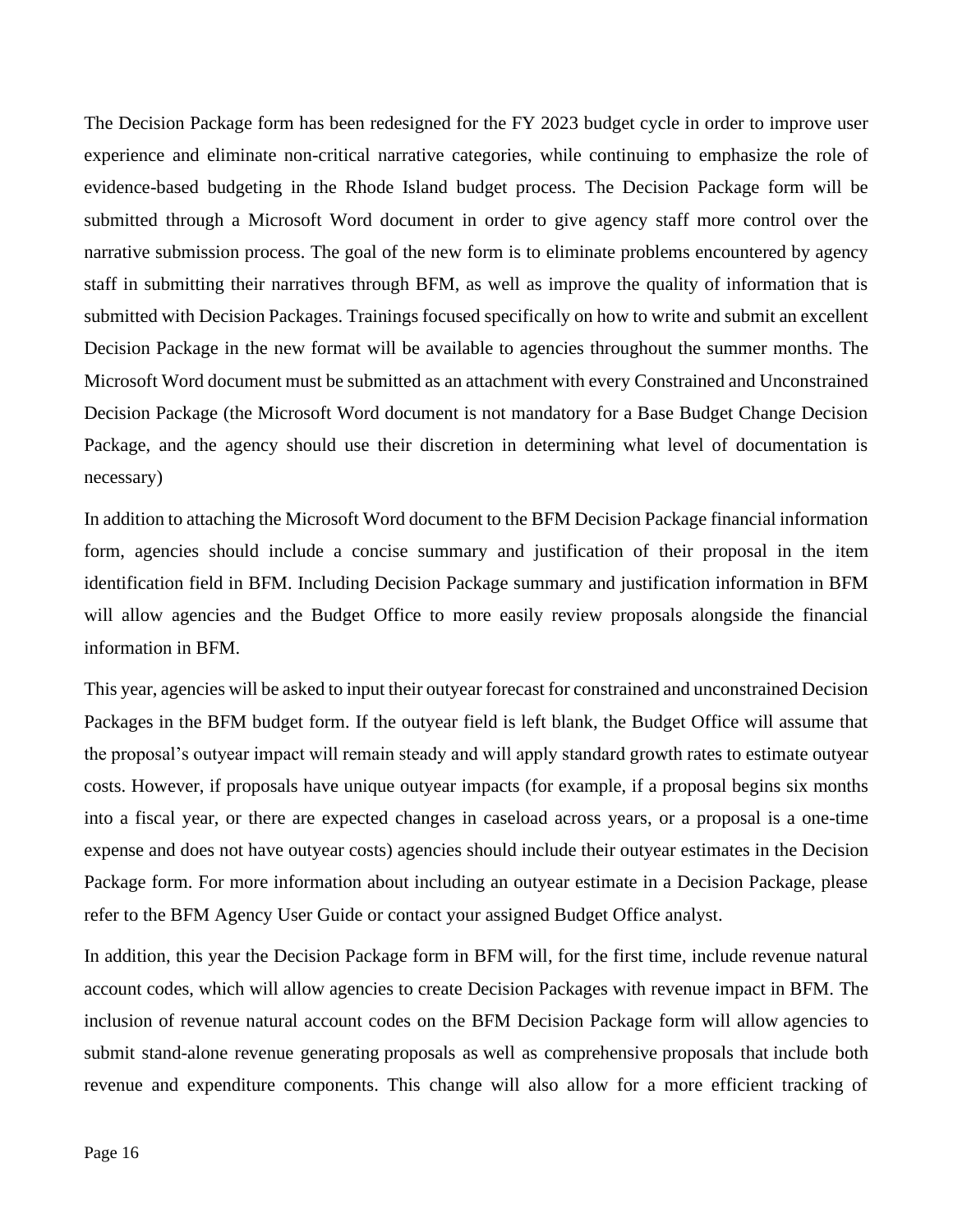The Decision Package form has been redesigned for the FY 2023 budget cycle in order to improve user experience and eliminate non-critical narrative categories, while continuing to emphasize the role of evidence-based budgeting in the Rhode Island budget process. The Decision Package form will be submitted through a Microsoft Word document in order to give agency staff more control over the narrative submission process. The goal of the new form is to eliminate problems encountered by agency staff in submitting their narratives through BFM, as well as improve the quality of information that is submitted with Decision Packages. Trainings focused specifically on how to write and submit an excellent Decision Package in the new format will be available to agencies throughout the summer months. The Microsoft Word document must be submitted as an attachment with every Constrained and Unconstrained Decision Package (the Microsoft Word document is not mandatory for a Base Budget Change Decision Package, and the agency should use their discretion in determining what level of documentation is necessary)

In addition to attaching the Microsoft Word document to the BFM Decision Package financial information form, agencies should include a concise summary and justification of their proposal in the item identification field in BFM. Including Decision Package summary and justification information in BFM will allow agencies and the Budget Office to more easily review proposals alongside the financial information in BFM.

This year, agencies will be asked to input their outyear forecast for constrained and unconstrained Decision Packages in the BFM budget form. If the outyear field is left blank, the Budget Office will assume that the proposal's outyear impact will remain steady and will apply standard growth rates to estimate outyear costs. However, if proposals have unique outyear impacts (for example, if a proposal begins six months into a fiscal year, or there are expected changes in caseload across years, or a proposal is a one-time expense and does not have outyear costs) agencies should include their outyear estimates in the Decision Package form. For more information about including an outyear estimate in a Decision Package, please refer to the BFM Agency User Guide or contact your assigned Budget Office analyst.

In addition, this year the Decision Package form in BFM will, for the first time, include revenue natural account codes, which will allow agencies to create Decision Packages with revenue impact in BFM. The inclusion of revenue natural account codes on the BFM Decision Package form will allow agencies to submit stand-alone revenue generating proposals as well as comprehensive proposals that include both revenue and expenditure components. This change will also allow for a more efficient tracking of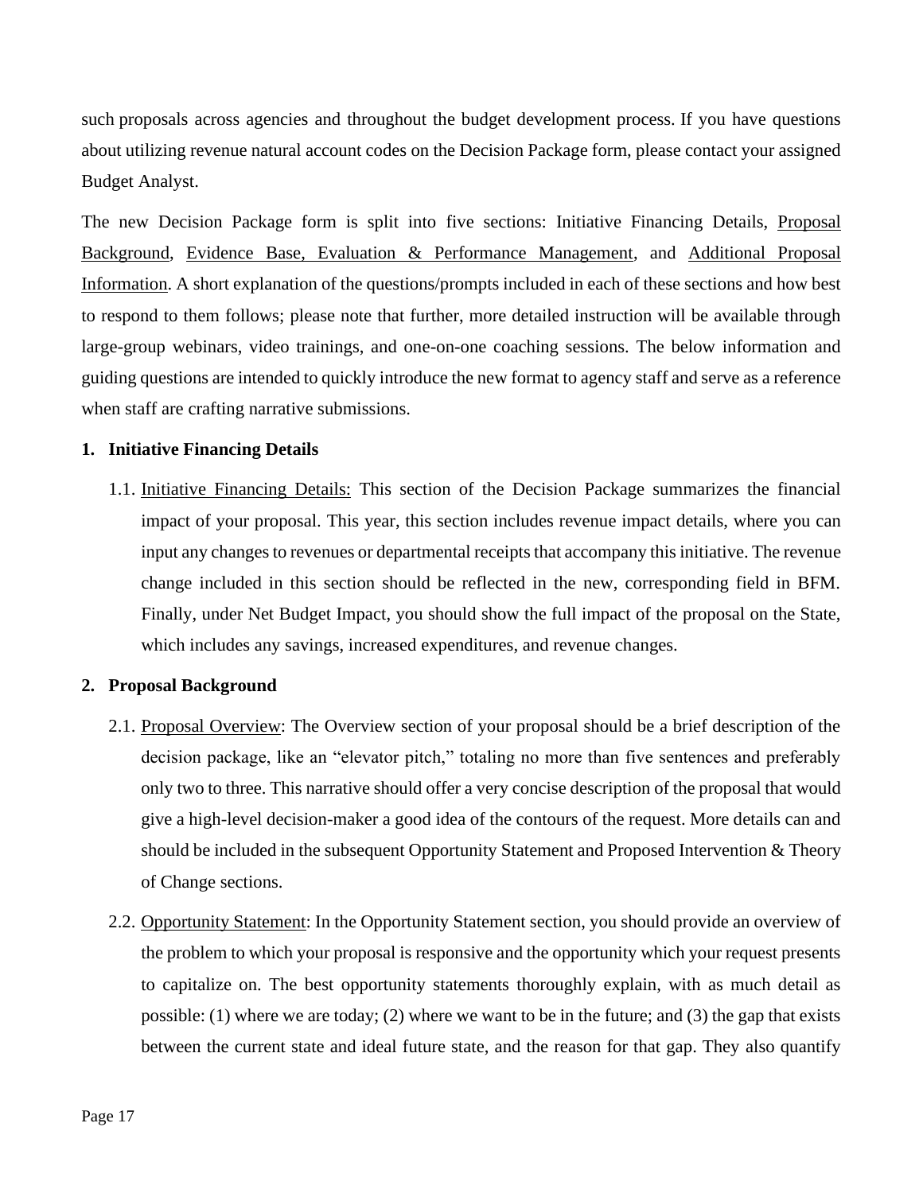such proposals across agencies and throughout the budget development process. If you have questions about utilizing revenue natural account codes on the Decision Package form, please contact your assigned Budget Analyst.

The new Decision Package form is split into five sections: Initiative Financing Details, Proposal Background, Evidence Base, Evaluation & Performance Management, and Additional Proposal Information. A short explanation of the questions/prompts included in each of these sections and how best to respond to them follows; please note that further, more detailed instruction will be available through large-group webinars, video trainings, and one-on-one coaching sessions. The below information and guiding questions are intended to quickly introduce the new format to agency staff and serve as a reference when staff are crafting narrative submissions.

**1. Initiative Financing Details**

1.1. Initiative Financing Details: This section of the Decision Package summarizes the financial impact of your proposal. This year, this section includes revenue impact details, where you can input any changes to revenues or departmental receipts that accompany this initiative. The revenue change included in this section should be reflected in the new, corresponding field in BFM. Finally, under Net Budget Impact, you should show the full impact of the proposal on the State, which includes any savings, increased expenditures, and revenue changes.

**2. Proposal Background**

2.1. Proposal Overview: The Overview section of your proposal should be a brief description of the decision package, like an "elevator pitch," totaling no more than five sentences and preferably only two to three. This narrative should offer a very concise description of the proposal that would give a high-level decision-maker a good idea of the contours of the request. More details can and should be included in the subsequent Opportunity Statement and Proposed Intervention & Theory of Change sections.

2.2. Opportunity Statement: In the Opportunity Statement section, you should provide an overview of the problem to which your proposal is responsive and the opportunity which your request presents to capitalize on. The best opportunity statements thoroughly explain, with as much detail as possible: (1) where we are today; (2) where we want to be in the future; and (3) the gap that exists between the current state and ideal future state, and the reason for that gap. They also quantify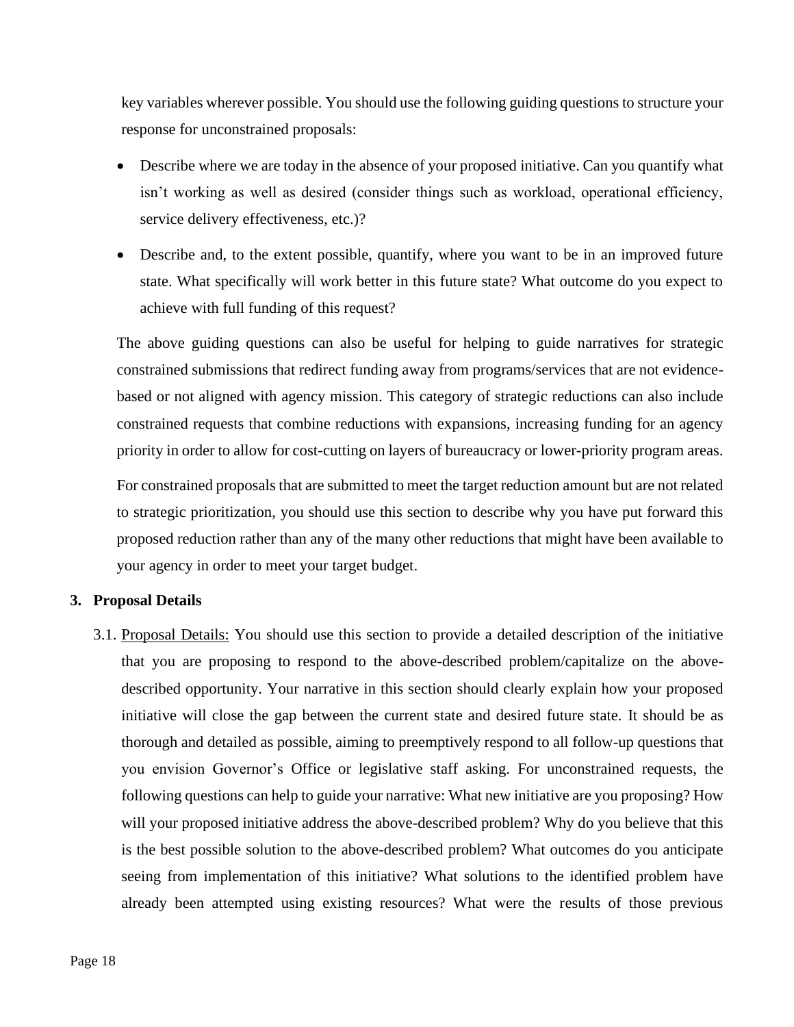key variables wherever possible. You should use the following guiding questions to structure your response for unconstrained proposals:

- Describe where we are today in the absence of your proposed initiative. Can you quantify what isn't working as well as desired (consider things such as workload, operational efficiency, service delivery effectiveness, etc.)?
- Describe and, to the extent possible, quantify, where you want to be in an improved future state. What specifically will work better in this future state? What outcome do you expect to achieve with full funding of this request?

The above guiding questions can also be useful for helping to guide narratives for strategic constrained submissions that redirect funding away from programs/services that are not evidence-based or not aligned with agency mission. This category of strategic reductions can also include constrained requests that combine reductions with expansions, increasing funding for an agency priority in order to allow for cost-cutting on layers of bureaucracy or lower-priority program areas.

For constrained proposals that are submitted to meet the target reduction amount but are not related to strategic prioritization, you should use this section to describe why you have put forward this proposed reduction rather than any of the many other reductions that might have been available to your agency in order to meet your target budget.

**3. Proposal Details**

3.1. Proposal Details: You should use this section to provide a detailed description of the initiative that you are proposing to respond to the above-described problem/capitalize on the above-described opportunity. Your narrative in this section should clearly explain how your proposed initiative will close the gap between the current state and desired future state. It should be as thorough and detailed as possible, aiming to preemptively respond to all follow-up questions that you envision Governor's Office or legislative staff asking. For unconstrained requests, the following questions can help to guide your narrative: What new initiative are you proposing? How will your proposed initiative address the above-described problem? Why do you believe that this is the best possible solution to the above-described problem? What outcomes do you anticipate seeing from implementation of this initiative? What solutions to the identified problem have already been attempted using existing resources? What were the results of those previous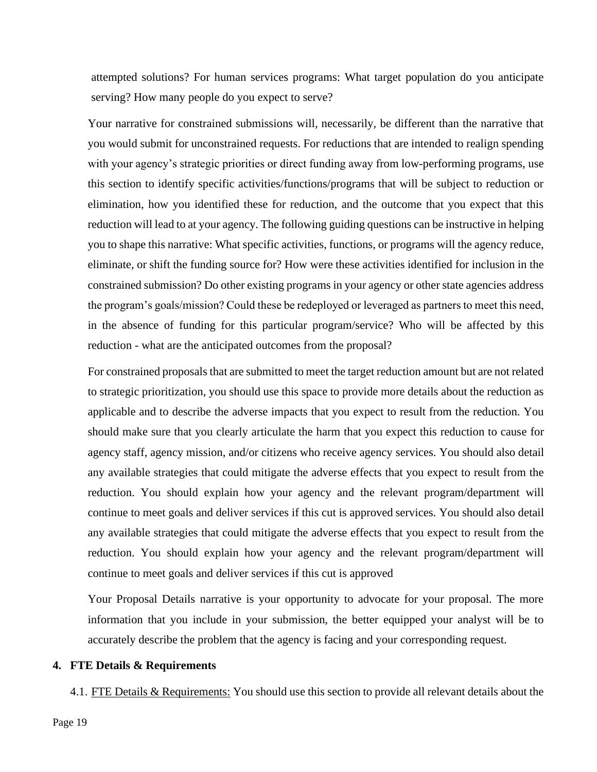attempted solutions? For human services programs: What target population do you anticipate serving? How many people do you expect to serve?

Your narrative for constrained submissions will, necessarily, be different than the narrative that you would submit for unconstrained requests. For reductions that are intended to realign spending with your agency's strategic priorities or direct funding away from low-performing programs, use this section to identify specific activities/functions/programs that will be subject to reduction or elimination, how you identified these for reduction, and the outcome that you expect that this reduction will lead to at your agency. The following guiding questions can be instructive in helping you to shape this narrative: What specific activities, functions, or programs will the agency reduce, eliminate, or shift the funding source for? How were these activities identified for inclusion in the constrained submission? Do other existing programs in your agency or other state agencies address the program's goals/mission? Could these be redeployed or leveraged as partners to meet this need, in the absence of funding for this particular program/service? Who will be affected by this reduction - what are the anticipated outcomes from the proposal?

For constrained proposals that are submitted to meet the target reduction amount but are not related to strategic prioritization, you should use this space to provide more details about the reduction as applicable and to describe the adverse impacts that you expect to result from the reduction. You should make sure that you clearly articulate the harm that you expect this reduction to cause for agency staff, agency mission, and/or citizens who receive agency services. You should also detail any available strategies that could mitigate the adverse effects that you expect to result from the reduction. You should explain how your agency and the relevant program/department will continue to meet goals and deliver services if this cut is approved services. You should also detail any available strategies that could mitigate the adverse effects that you expect to result from the reduction. You should explain how your agency and the relevant program/department will continue to meet goals and deliver services if this cut is approved

Your Proposal Details narrative is your opportunity to advocate for your proposal. The more information that you include in your submission, the better equipped your analyst will be to accurately describe the problem that the agency is facing and your corresponding request.

## 4. FTE Details & Requirements

4.1. FTE Details & Requirements: You should use this section to provide all relevant details about the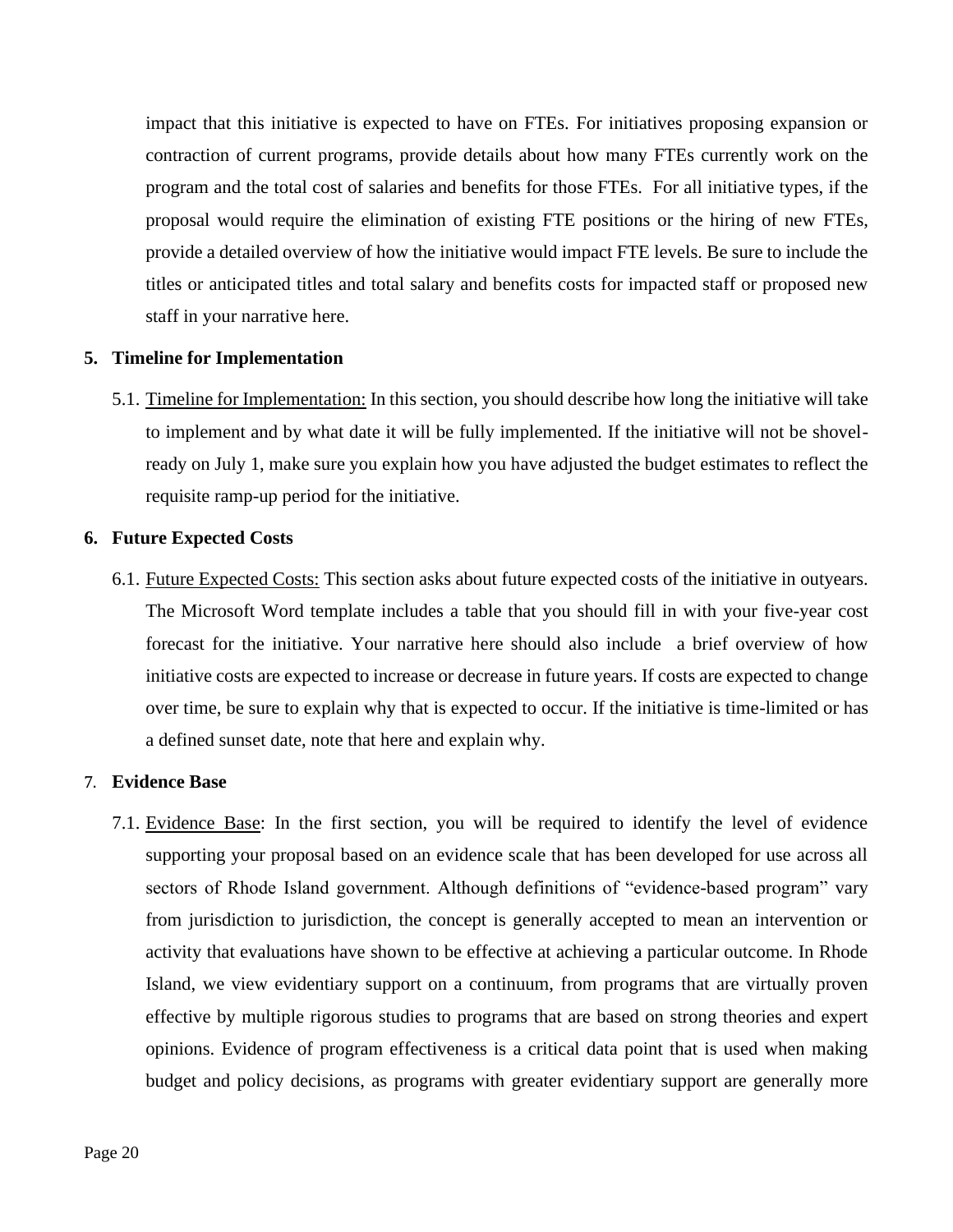impact that this initiative is expected to have on FTEs. For initiatives proposing expansion or contraction of current programs, provide details about how many FTEs currently work on the program and the total cost of salaries and benefits for those FTEs. For all initiative types, if the proposal would require the elimination of existing FTE positions or the hiring of new FTEs, provide a detailed overview of how the initiative would impact FTE levels. Be sure to include the titles or anticipated titles and total salary and benefits costs for impacted staff or proposed new staff in your narrative here.

**5. Timeline for Implementation**

5.1. <u>Timeline for Implementation:</u> In this section, you should describe how long the initiative will take to implement and by what date it will be fully implemented. If the initiative will not be shovel-ready on July 1, make sure you explain how you have adjusted the budget estimates to reflect the requisite ramp-up period for the initiative.

**6. Future Expected Costs**

6.1. <u>Future Expected Costs:</u> This section asks about future expected costs of the initiative in outyears. The Microsoft Word template includes a table that you should fill in with your five-year cost forecast for the initiative. Your narrative here should also include a brief overview of how initiative costs are expected to increase or decrease in future years. If costs are expected to change over time, be sure to explain why that is expected to occur. If the initiative is time-limited or has a defined sunset date, note that here and explain why.

7. **Evidence Base**

7.1. <u>Evidence Base</u>: In the first section, you will be required to identify the level of evidence supporting your proposal based on an evidence scale that has been developed for use across all sectors of Rhode Island government. Although definitions of "evidence-based program" vary from jurisdiction to jurisdiction, the concept is generally accepted to mean an intervention or activity that evaluations have shown to be effective at achieving a particular outcome. In Rhode Island, we view evidentiary support on a continuum, from programs that are virtually proven effective by multiple rigorous studies to programs that are based on strong theories and expert opinions. Evidence of program effectiveness is a critical data point that is used when making budget and policy decisions, as programs with greater evidentiary support are generally more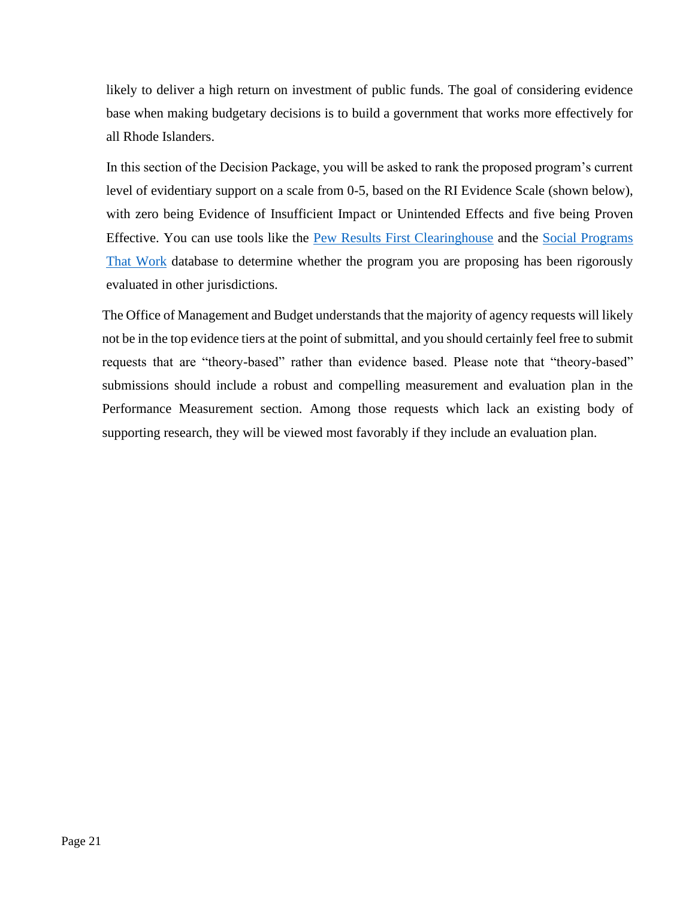likely to deliver a high return on investment of public funds. The goal of considering evidence base when making budgetary decisions is to build a government that works more effectively for all Rhode Islanders.

In this section of the Decision Package, you will be asked to rank the proposed program's current level of evidentiary support on a scale from 0-5, based on the RI Evidence Scale (shown below), with zero being Evidence of Insufficient Impact or Unintended Effects and five being Proven Effective. You can use tools like the Pew Results First Clearinghouse and the Social Programs That Work database to determine whether the program you are proposing has been rigorously evaluated in other jurisdictions.

The Office of Management and Budget understands that the majority of agency requests will likely not be in the top evidence tiers at the point of submittal, and you should certainly feel free to submit requests that are "theory-based" rather than evidence based. Please note that "theory-based" submissions should include a robust and compelling measurement and evaluation plan in the Performance Measurement section. Among those requests which lack an existing body of supporting research, they will be viewed most favorably if they include an evaluation plan.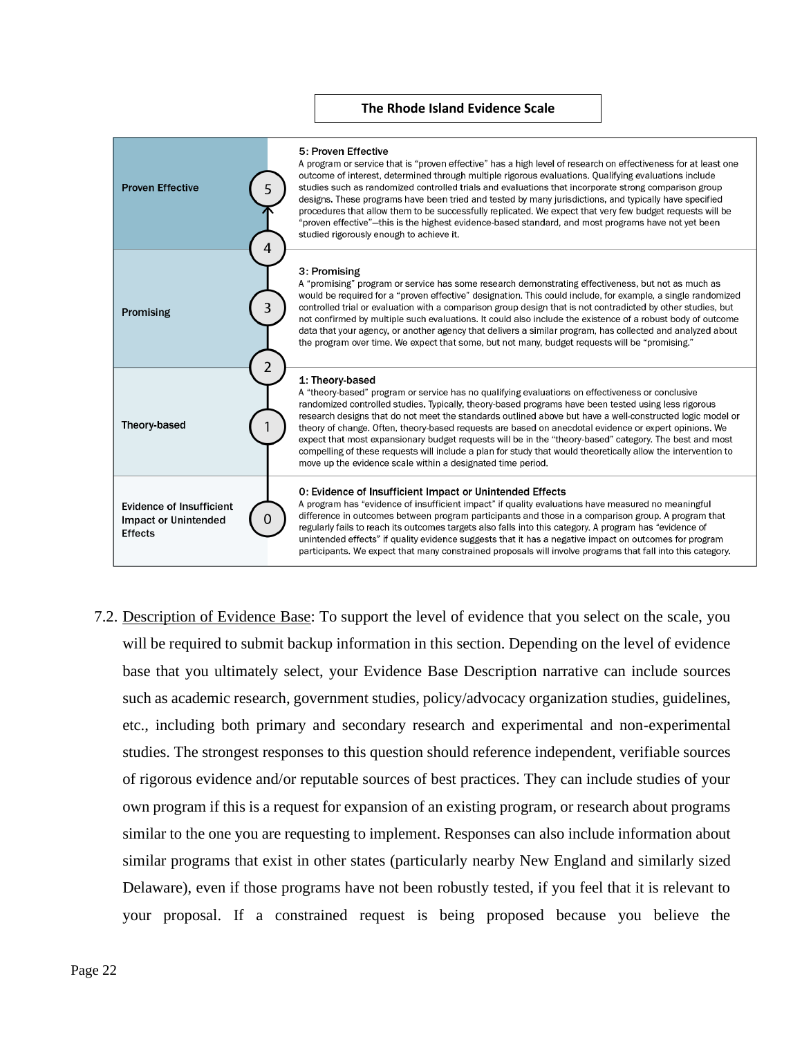**The Rhode Island Evidence Scale**

| Category | Scale | Description |
|---|---|---|
| Proven Effective | 5 | **5: Proven Effective** A program or service that is "proven effective" has a high level of research on effectiveness for at least one outcome of interest, determined through multiple rigorous evaluations. Qualifying evaluations include studies such as randomized controlled trials and evaluations that incorporate strong comparison group designs. These programs have been tried and tested by many jurisdictions, and typically have specified procedures that allow them to be successfully replicated. We expect that very few budget requests will be "proven effective"—this is the highest evidence-based standard, and most programs have not yet been studied rigorously enough to achieve it. |
| Promising | 4, 3 | **3: Promising** A "promising" program or service has some research demonstrating effectiveness, but not as much as would be required for a "proven effective" designation. This could include, for example, a single randomized controlled trial or evaluation with a comparison group design that is not contradicted by other studies, but not confirmed by multiple such evaluations. It could also include the existence of a robust body of outcome data that your agency, or another agency that delivers a similar program, has collected and analyzed about the program over time. We expect that some, but not many, budget requests will be "promising." |
| Theory-based | 2, 1 | **1: Theory-based** A "theory-based" program or service has no qualifying evaluations on effectiveness or conclusive randomized controlled studies. Typically, theory-based programs have been tested using less rigorous research designs that do not meet the standards outlined above but have a well-constructed logic model or theory of change. Often, theory-based requests are based on anecdotal evidence or expert opinions. We expect that most expansionary budget requests will be in the "theory-based" category. The best and most compelling of these requests will include a plan for study that would theoretically allow the intervention to move up the evidence scale within a designated time period. |
| Evidence of Insufficient Impact or Unintended Effects | 0 | **0: Evidence of Insufficient Impact or Unintended Effects** A program has "evidence of insufficient impact" if quality evaluations have measured no meaningful difference in outcomes between program participants and those in a comparison group. A program that regularly fails to reach its outcomes targets also falls into this category. A program has "evidence of unintended effects" if quality evidence suggests that it has a negative impact on outcomes for program participants. We expect that many constrained proposals will involve programs that fall into this category. |

7.2. Description of Evidence Base: To support the level of evidence that you select on the scale, you will be required to submit backup information in this section. Depending on the level of evidence base that you ultimately select, your Evidence Base Description narrative can include sources such as academic research, government studies, policy/advocacy organization studies, guidelines, etc., including both primary and secondary research and experimental and non-experimental studies. The strongest responses to this question should reference independent, verifiable sources of rigorous evidence and/or reputable sources of best practices. They can include studies of your own program if this is a request for expansion of an existing program, or research about programs similar to the one you are requesting to implement. Responses can also include information about similar programs that exist in other states (particularly nearby New England and similarly sized Delaware), even if those programs have not been robustly tested, if you feel that it is relevant to your proposal. If a constrained request is being proposed because you believe the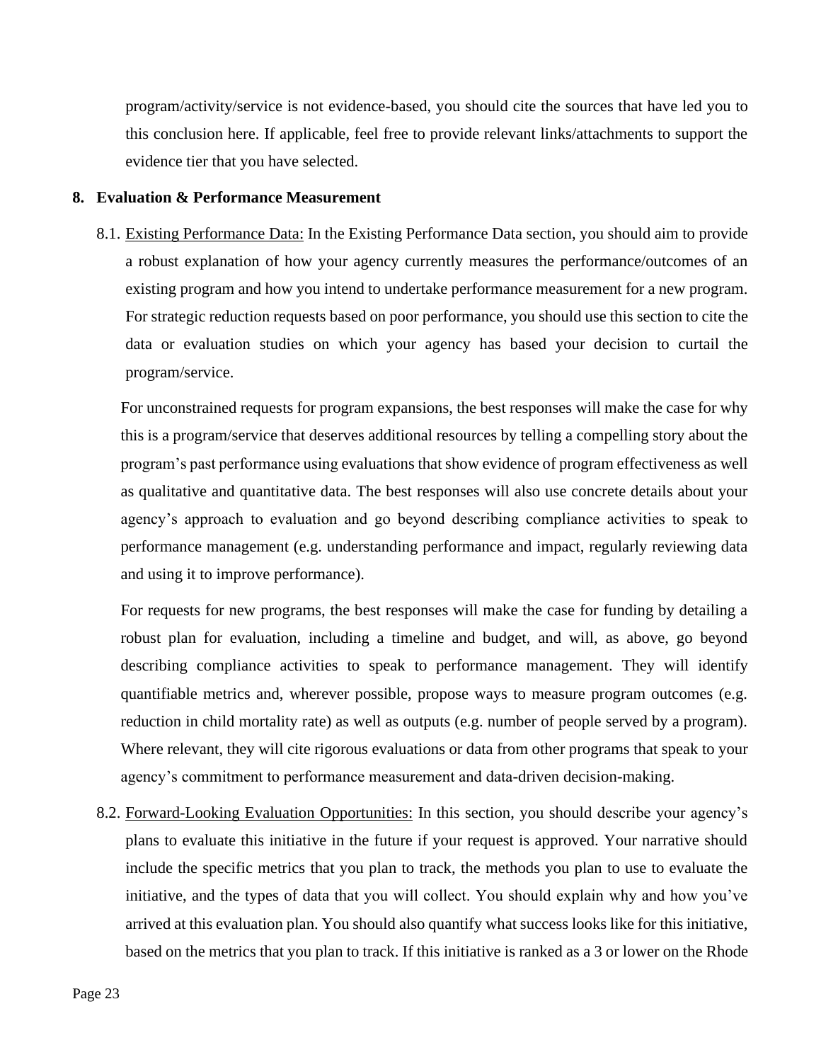program/activity/service is not evidence-based, you should cite the sources that have led you to this conclusion here. If applicable, feel free to provide relevant links/attachments to support the evidence tier that you have selected.

**8. Evaluation & Performance Measurement**

8.1. Existing Performance Data: In the Existing Performance Data section, you should aim to provide a robust explanation of how your agency currently measures the performance/outcomes of an existing program and how you intend to undertake performance measurement for a new program. For strategic reduction requests based on poor performance, you should use this section to cite the data or evaluation studies on which your agency has based your decision to curtail the program/service.

For unconstrained requests for program expansions, the best responses will make the case for why this is a program/service that deserves additional resources by telling a compelling story about the program's past performance using evaluations that show evidence of program effectiveness as well as qualitative and quantitative data. The best responses will also use concrete details about your agency's approach to evaluation and go beyond describing compliance activities to speak to performance management (e.g. understanding performance and impact, regularly reviewing data and using it to improve performance).

For requests for new programs, the best responses will make the case for funding by detailing a robust plan for evaluation, including a timeline and budget, and will, as above, go beyond describing compliance activities to speak to performance management. They will identify quantifiable metrics and, wherever possible, propose ways to measure program outcomes (e.g. reduction in child mortality rate) as well as outputs (e.g. number of people served by a program). Where relevant, they will cite rigorous evaluations or data from other programs that speak to your agency's commitment to performance measurement and data-driven decision-making.

8.2. Forward-Looking Evaluation Opportunities: In this section, you should describe your agency's plans to evaluate this initiative in the future if your request is approved. Your narrative should include the specific metrics that you plan to track, the methods you plan to use to evaluate the initiative, and the types of data that you will collect. You should explain why and how you've arrived at this evaluation plan. You should also quantify what success looks like for this initiative, based on the metrics that you plan to track. If this initiative is ranked as a 3 or lower on the Rhode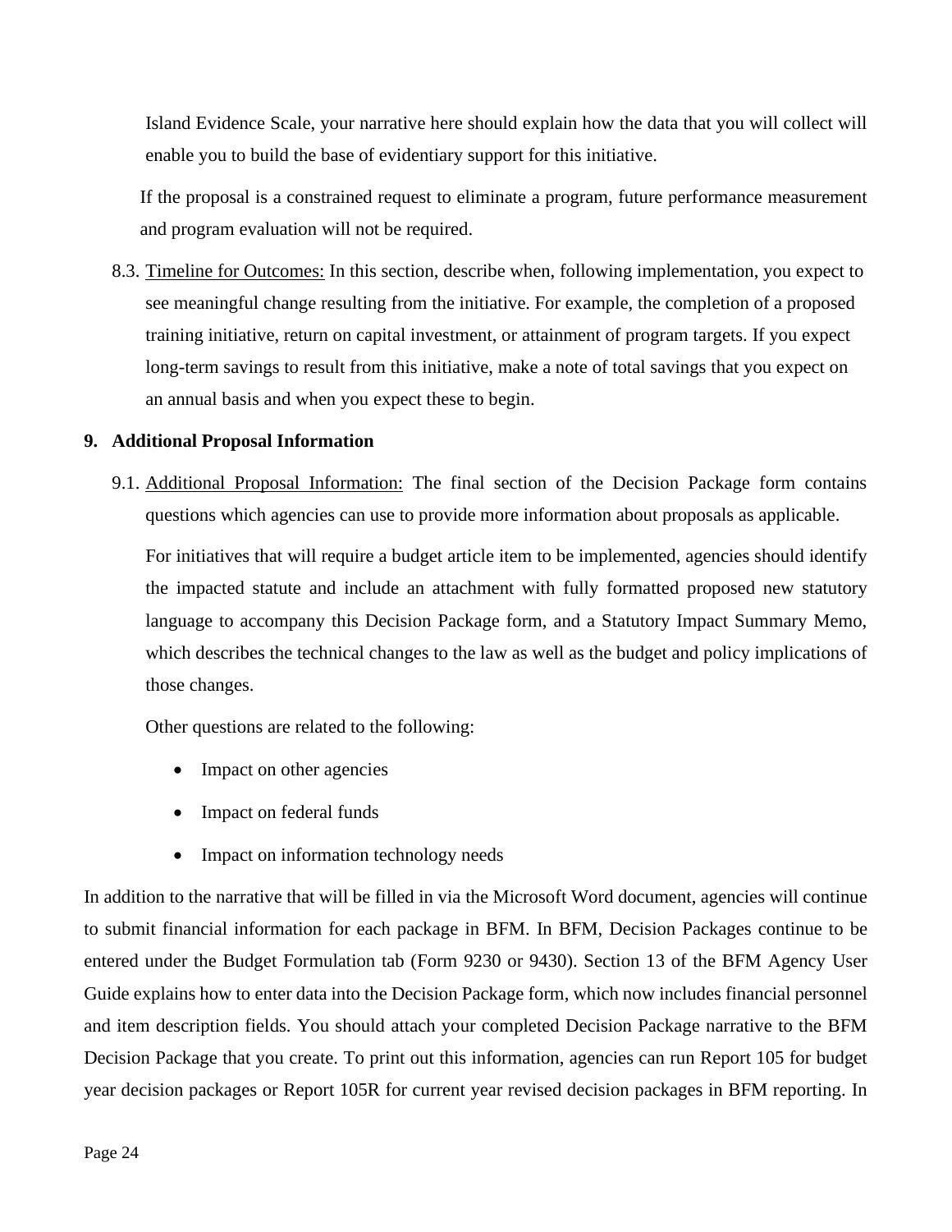Island Evidence Scale, your narrative here should explain how the data that you will collect will enable you to build the base of evidentiary support for this initiative.

If the proposal is a constrained request to eliminate a program, future performance measurement and program evaluation will not be required.

8.3. Timeline for Outcomes: In this section, describe when, following implementation, you expect to see meaningful change resulting from the initiative. For example, the completion of a proposed training initiative, return on capital investment, or attainment of program targets. If you expect long-term savings to result from this initiative, make a note of total savings that you expect on an annual basis and when you expect these to begin.

**9. Additional Proposal Information**

9.1. Additional Proposal Information: The final section of the Decision Package form contains questions which agencies can use to provide more information about proposals as applicable.

For initiatives that will require a budget article item to be implemented, agencies should identify the impacted statute and include an attachment with fully formatted proposed new statutory language to accompany this Decision Package form, and a Statutory Impact Summary Memo, which describes the technical changes to the law as well as the budget and policy implications of those changes.

Other questions are related to the following:

- Impact on other agencies
- Impact on federal funds
- Impact on information technology needs

In addition to the narrative that will be filled in via the Microsoft Word document, agencies will continue to submit financial information for each package in BFM. In BFM, Decision Packages continue to be entered under the Budget Formulation tab (Form 9230 or 9430). Section 13 of the BFM Agency User Guide explains how to enter data into the Decision Package form, which now includes financial personnel and item description fields. You should attach your completed Decision Package narrative to the BFM Decision Package that you create. To print out this information, agencies can run Report 105 for budget year decision packages or Report 105R for current year revised decision packages in BFM reporting. In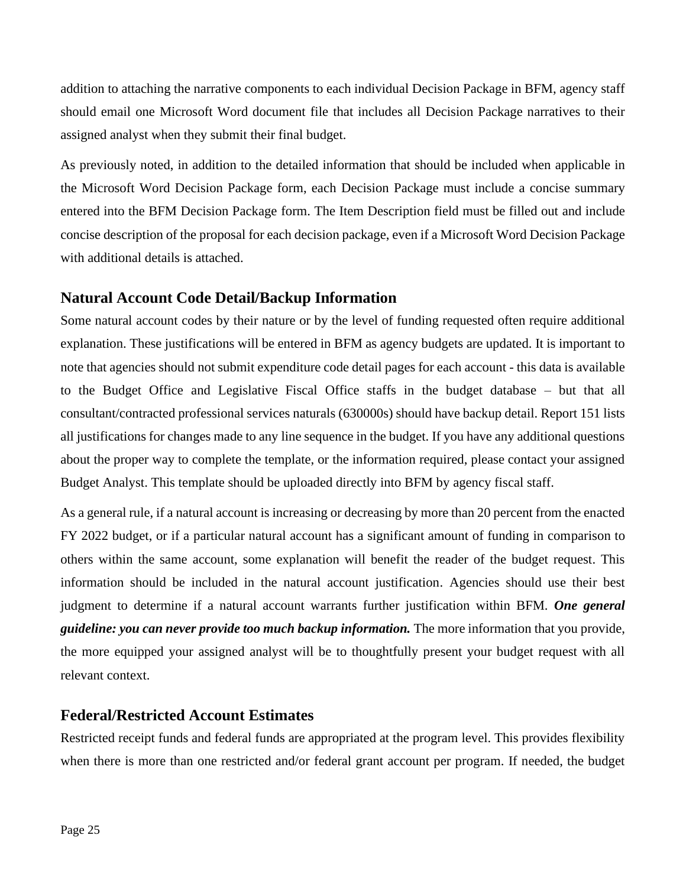addition to attaching the narrative components to each individual Decision Package in BFM, agency staff should email one Microsoft Word document file that includes all Decision Package narratives to their assigned analyst when they submit their final budget.

As previously noted, in addition to the detailed information that should be included when applicable in the Microsoft Word Decision Package form, each Decision Package must include a concise summary entered into the BFM Decision Package form. The Item Description field must be filled out and include concise description of the proposal for each decision package, even if a Microsoft Word Decision Package with additional details is attached.

## Natural Account Code Detail/Backup Information

Some natural account codes by their nature or by the level of funding requested often require additional explanation. These justifications will be entered in BFM as agency budgets are updated. It is important to note that agencies should not submit expenditure code detail pages for each account - this data is available to the Budget Office and Legislative Fiscal Office staffs in the budget database – but that all consultant/contracted professional services naturals (630000s) should have backup detail. Report 151 lists all justifications for changes made to any line sequence in the budget. If you have any additional questions about the proper way to complete the template, or the information required, please contact your assigned Budget Analyst. This template should be uploaded directly into BFM by agency fiscal staff.

As a general rule, if a natural account is increasing or decreasing by more than 20 percent from the enacted FY 2022 budget, or if a particular natural account has a significant amount of funding in comparison to others within the same account, some explanation will benefit the reader of the budget request. This information should be included in the natural account justification. Agencies should use their best judgment to determine if a natural account warrants further justification within BFM. ***One general guideline: you can never provide too much backup information.*** The more information that you provide, the more equipped your assigned analyst will be to thoughtfully present your budget request with all relevant context.

## Federal/Restricted Account Estimates

Restricted receipt funds and federal funds are appropriated at the program level. This provides flexibility when there is more than one restricted and/or federal grant account per program. If needed, the budget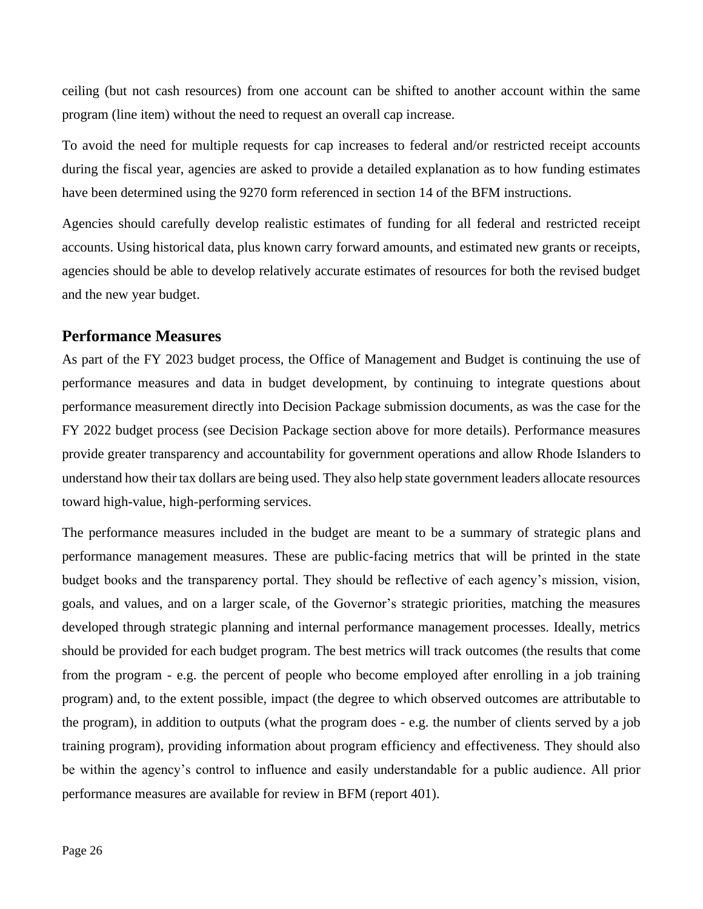ceiling (but not cash resources) from one account can be shifted to another account within the same program (line item) without the need to request an overall cap increase.

To avoid the need for multiple requests for cap increases to federal and/or restricted receipt accounts during the fiscal year, agencies are asked to provide a detailed explanation as to how funding estimates have been determined using the 9270 form referenced in section 14 of the BFM instructions.

Agencies should carefully develop realistic estimates of funding for all federal and restricted receipt accounts. Using historical data, plus known carry forward amounts, and estimated new grants or receipts, agencies should be able to develop relatively accurate estimates of resources for both the revised budget and the new year budget.

## Performance Measures

As part of the FY 2023 budget process, the Office of Management and Budget is continuing the use of performance measures and data in budget development, by continuing to integrate questions about performance measurement directly into Decision Package submission documents, as was the case for the FY 2022 budget process (see Decision Package section above for more details). Performance measures provide greater transparency and accountability for government operations and allow Rhode Islanders to understand how their tax dollars are being used. They also help state government leaders allocate resources toward high-value, high-performing services.

The performance measures included in the budget are meant to be a summary of strategic plans and performance management measures. These are public-facing metrics that will be printed in the state budget books and the transparency portal. They should be reflective of each agency's mission, vision, goals, and values, and on a larger scale, of the Governor's strategic priorities, matching the measures developed through strategic planning and internal performance management processes. Ideally, metrics should be provided for each budget program. The best metrics will track outcomes (the results that come from the program - e.g. the percent of people who become employed after enrolling in a job training program) and, to the extent possible, impact (the degree to which observed outcomes are attributable to the program), in addition to outputs (what the program does - e.g. the number of clients served by a job training program), providing information about program efficiency and effectiveness. They should also be within the agency's control to influence and easily understandable for a public audience. All prior performance measures are available for review in BFM (report 401).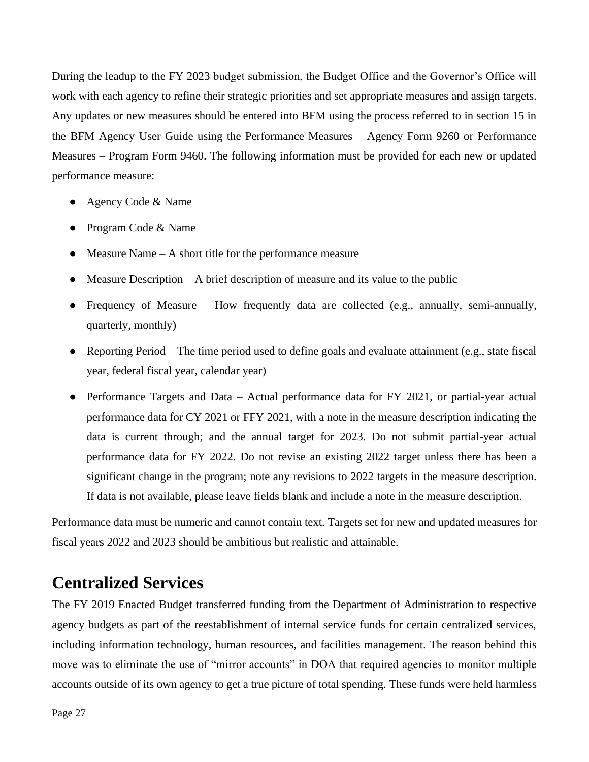During the leadup to the FY 2023 budget submission, the Budget Office and the Governor's Office will work with each agency to refine their strategic priorities and set appropriate measures and assign targets. Any updates or new measures should be entered into BFM using the process referred to in section 15 in the BFM Agency User Guide using the Performance Measures – Agency Form 9260 or Performance Measures – Program Form 9460. The following information must be provided for each new or updated performance measure:

- Agency Code & Name
- Program Code & Name
- Measure Name – A short title for the performance measure
- Measure Description – A brief description of measure and its value to the public
- Frequency of Measure – How frequently data are collected (e.g., annually, semi-annually, quarterly, monthly)
- Reporting Period – The time period used to define goals and evaluate attainment (e.g., state fiscal year, federal fiscal year, calendar year)
- Performance Targets and Data – Actual performance data for FY 2021, or partial-year actual performance data for CY 2021 or FFY 2021, with a note in the measure description indicating the data is current through; and the annual target for 2023. Do not submit partial-year actual performance data for FY 2022. Do not revise an existing 2022 target unless there has been a significant change in the program; note any revisions to 2022 targets in the measure description. If data is not available, please leave fields blank and include a note in the measure description.

Performance data must be numeric and cannot contain text. Targets set for new and updated measures for fiscal years 2022 and 2023 should be ambitious but realistic and attainable.

## Centralized Services

The FY 2019 Enacted Budget transferred funding from the Department of Administration to respective agency budgets as part of the reestablishment of internal service funds for certain centralized services, including information technology, human resources, and facilities management. The reason behind this move was to eliminate the use of "mirror accounts" in DOA that required agencies to monitor multiple accounts outside of its own agency to get a true picture of total spending. These funds were held harmless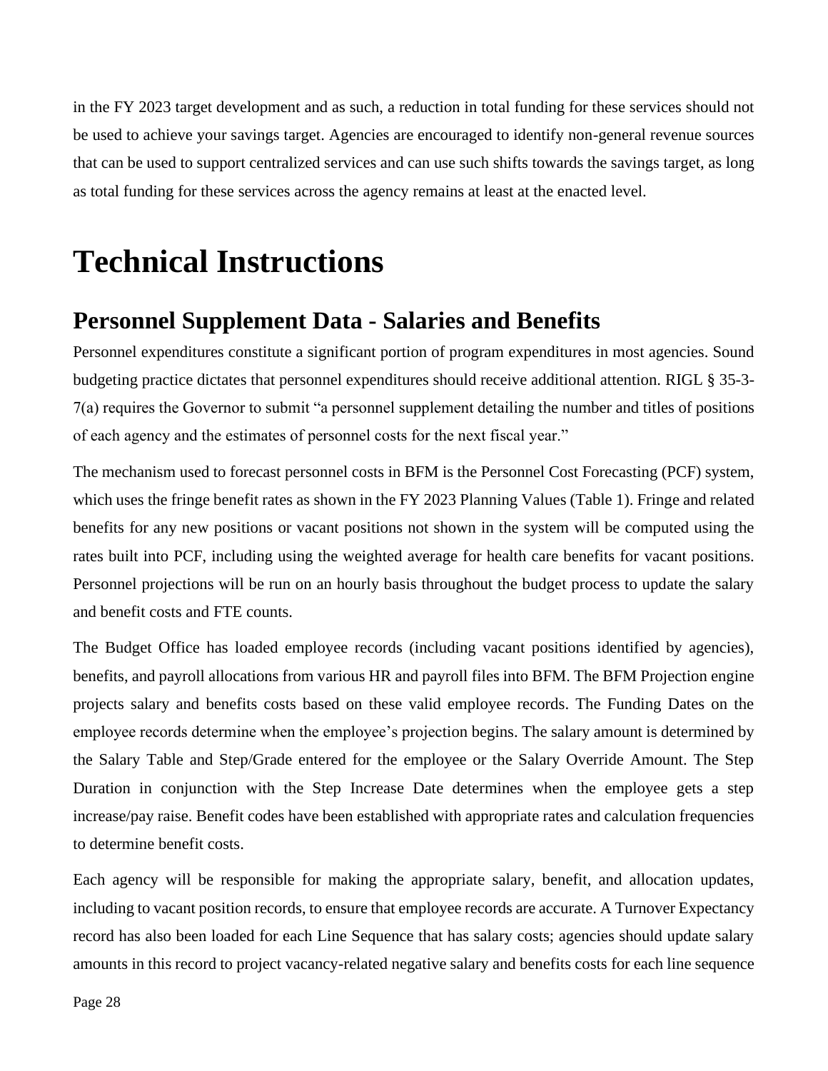in the FY 2023 target development and as such, a reduction in total funding for these services should not be used to achieve your savings target. Agencies are encouraged to identify non-general revenue sources that can be used to support centralized services and can use such shifts towards the savings target, as long as total funding for these services across the agency remains at least at the enacted level.

# Technical Instructions

## Personnel Supplement Data - Salaries and Benefits

Personnel expenditures constitute a significant portion of program expenditures in most agencies. Sound budgeting practice dictates that personnel expenditures should receive additional attention. RIGL § 35-3-7(a) requires the Governor to submit "a personnel supplement detailing the number and titles of positions of each agency and the estimates of personnel costs for the next fiscal year."

The mechanism used to forecast personnel costs in BFM is the Personnel Cost Forecasting (PCF) system, which uses the fringe benefit rates as shown in the FY 2023 Planning Values (Table 1). Fringe and related benefits for any new positions or vacant positions not shown in the system will be computed using the rates built into PCF, including using the weighted average for health care benefits for vacant positions. Personnel projections will be run on an hourly basis throughout the budget process to update the salary and benefit costs and FTE counts.

The Budget Office has loaded employee records (including vacant positions identified by agencies), benefits, and payroll allocations from various HR and payroll files into BFM. The BFM Projection engine projects salary and benefits costs based on these valid employee records. The Funding Dates on the employee records determine when the employee's projection begins. The salary amount is determined by the Salary Table and Step/Grade entered for the employee or the Salary Override Amount. The Step Duration in conjunction with the Step Increase Date determines when the employee gets a step increase/pay raise. Benefit codes have been established with appropriate rates and calculation frequencies to determine benefit costs.

Each agency will be responsible for making the appropriate salary, benefit, and allocation updates, including to vacant position records, to ensure that employee records are accurate. A Turnover Expectancy record has also been loaded for each Line Sequence that has salary costs; agencies should update salary amounts in this record to project vacancy-related negative salary and benefits costs for each line sequence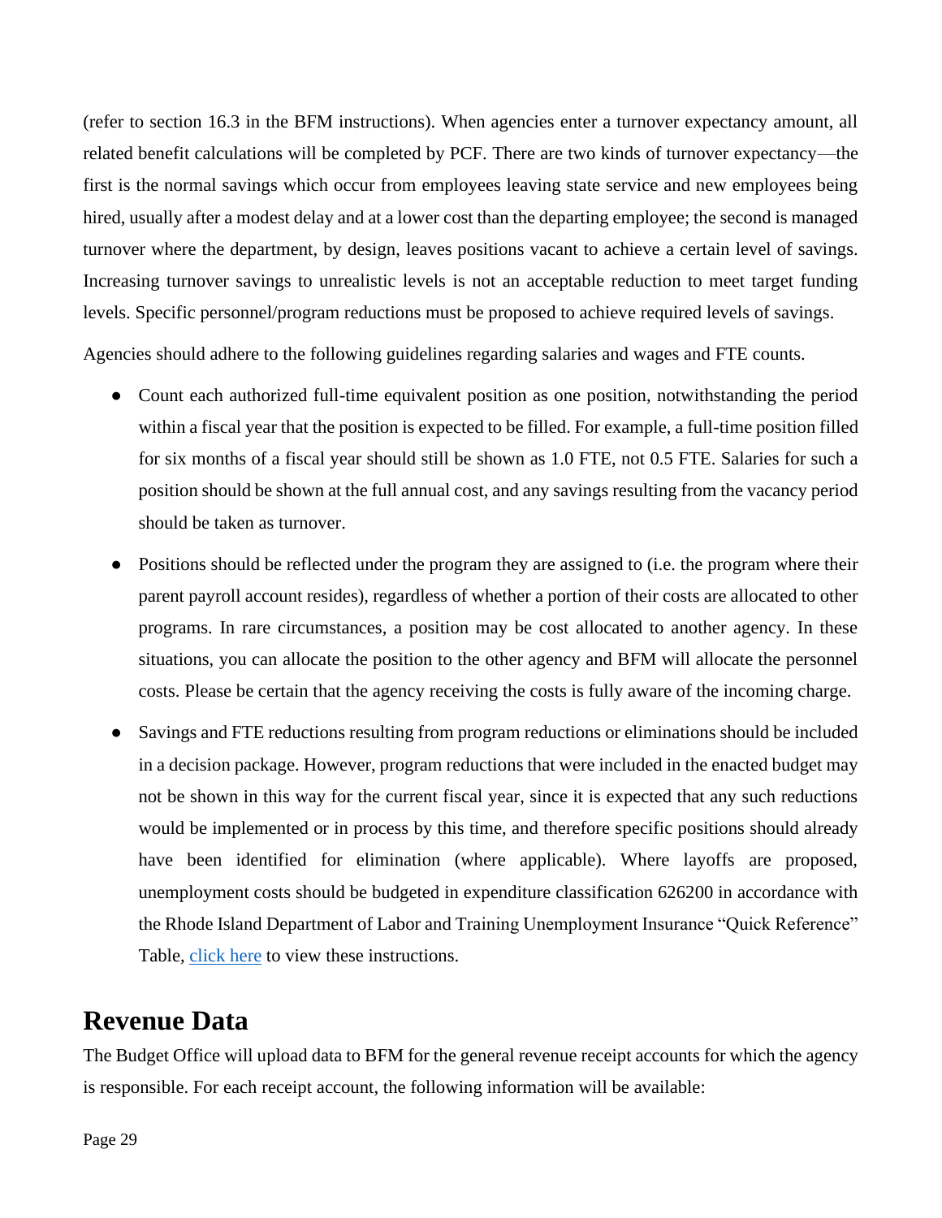(refer to section 16.3 in the BFM instructions). When agencies enter a turnover expectancy amount, all related benefit calculations will be completed by PCF. There are two kinds of turnover expectancy—the first is the normal savings which occur from employees leaving state service and new employees being hired, usually after a modest delay and at a lower cost than the departing employee; the second is managed turnover where the department, by design, leaves positions vacant to achieve a certain level of savings. Increasing turnover savings to unrealistic levels is not an acceptable reduction to meet target funding levels. Specific personnel/program reductions must be proposed to achieve required levels of savings.

Agencies should adhere to the following guidelines regarding salaries and wages and FTE counts.

- Count each authorized full-time equivalent position as one position, notwithstanding the period within a fiscal year that the position is expected to be filled. For example, a full-time position filled for six months of a fiscal year should still be shown as 1.0 FTE, not 0.5 FTE. Salaries for such a position should be shown at the full annual cost, and any savings resulting from the vacancy period should be taken as turnover.
- Positions should be reflected under the program they are assigned to (i.e. the program where their parent payroll account resides), regardless of whether a portion of their costs are allocated to other programs. In rare circumstances, a position may be cost allocated to another agency. In these situations, you can allocate the position to the other agency and BFM will allocate the personnel costs. Please be certain that the agency receiving the costs is fully aware of the incoming charge.
- Savings and FTE reductions resulting from program reductions or eliminations should be included in a decision package. However, program reductions that were included in the enacted budget may not be shown in this way for the current fiscal year, since it is expected that any such reductions would be implemented or in process by this time, and therefore specific positions should already have been identified for elimination (where applicable). Where layoffs are proposed, unemployment costs should be budgeted in expenditure classification 626200 in accordance with the Rhode Island Department of Labor and Training Unemployment Insurance "Quick Reference" Table, click here to view these instructions.

# Revenue Data

The Budget Office will upload data to BFM for the general revenue receipt accounts for which the agency is responsible. For each receipt account, the following information will be available: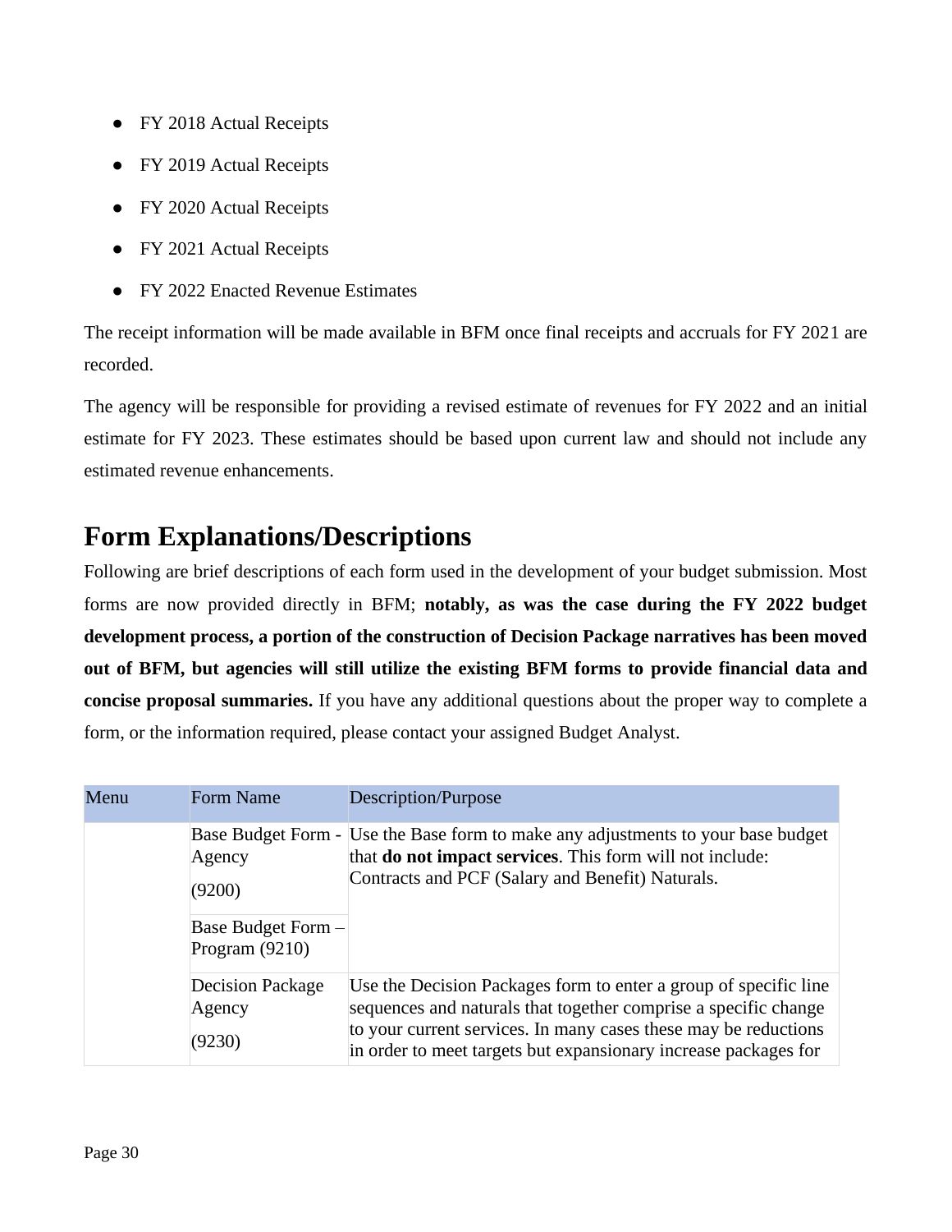- FY 2018 Actual Receipts
- FY 2019 Actual Receipts
- FY 2020 Actual Receipts
- FY 2021 Actual Receipts
- FY 2022 Enacted Revenue Estimates

The receipt information will be made available in BFM once final receipts and accruals for FY 2021 are recorded.

The agency will be responsible for providing a revised estimate of revenues for FY 2022 and an initial estimate for FY 2023. These estimates should be based upon current law and should not include any estimated revenue enhancements.

## Form Explanations/Descriptions

Following are brief descriptions of each form used in the development of your budget submission. Most forms are now provided directly in BFM; **notably, as was the case during the FY 2022 budget development process, a portion of the construction of Decision Package narratives has been moved out of BFM, but agencies will still utilize the existing BFM forms to provide financial data and concise proposal summaries.** If you have any additional questions about the proper way to complete a form, or the information required, please contact your assigned Budget Analyst.

| Menu | Form Name | Description/Purpose |
| --- | --- | --- |
| | Base Budget Form - Agency (9200) | Use the Base form to make any adjustments to your base budget that **do not impact services**. This form will not include: Contracts and PCF (Salary and Benefit) Naturals. |
| | Base Budget Form – Program (9210) | |
| | Decision Package Agency (9230) | Use the Decision Packages form to enter a group of specific line sequences and naturals that together comprise a specific change to your current services. In many cases these may be reductions in order to meet targets but expansionary increase packages for |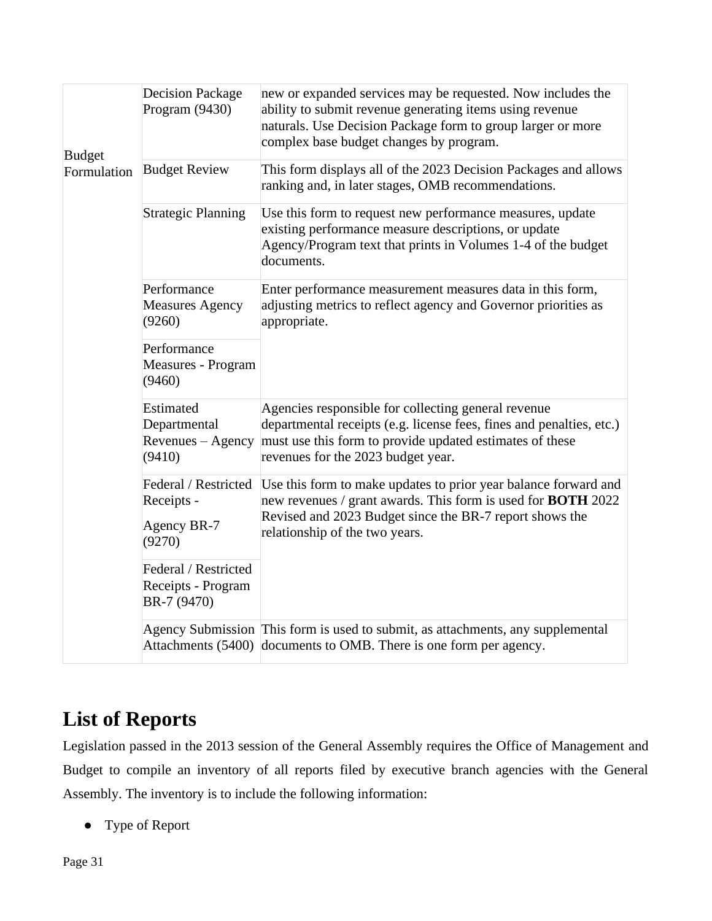| | | |
|---|---|---|
| Budget Formulation | Decision Package Program (9430) | new or expanded services may be requested. Now includes the ability to submit revenue generating items using revenue naturals. Use Decision Package form to group larger or more complex base budget changes by program. |
| | Budget Review | This form displays all of the 2023 Decision Packages and allows ranking and, in later stages, OMB recommendations. |
| | Strategic Planning | Use this form to request new performance measures, update existing performance measure descriptions, or update Agency/Program text that prints in Volumes 1-4 of the budget documents. |
| | Performance Measures Agency (9260) | Enter performance measurement measures data in this form, adjusting metrics to reflect agency and Governor priorities as appropriate. |
| | Performance Measures - Program (9460) | |
| | Estimated Departmental Revenues – Agency (9410) | Agencies responsible for collecting general revenue departmental receipts (e.g. license fees, fines and penalties, etc.) must use this form to provide updated estimates of these revenues for the 2023 budget year. |
| | Federal / Restricted Receipts - Agency BR-7 (9270) | Use this form to make updates to prior year balance forward and new revenues / grant awards. This form is used for **BOTH** 2022 Revised and 2023 Budget since the BR-7 report shows the relationship of the two years. |
| | Federal / Restricted Receipts - Program BR-7 (9470) | |
| | Agency Submission Attachments (5400) | This form is used to submit, as attachments, any supplemental documents to OMB. There is one form per agency. |

# List of Reports

Legislation passed in the 2013 session of the General Assembly requires the Office of Management and Budget to compile an inventory of all reports filed by executive branch agencies with the General Assembly. The inventory is to include the following information:

- Type of Report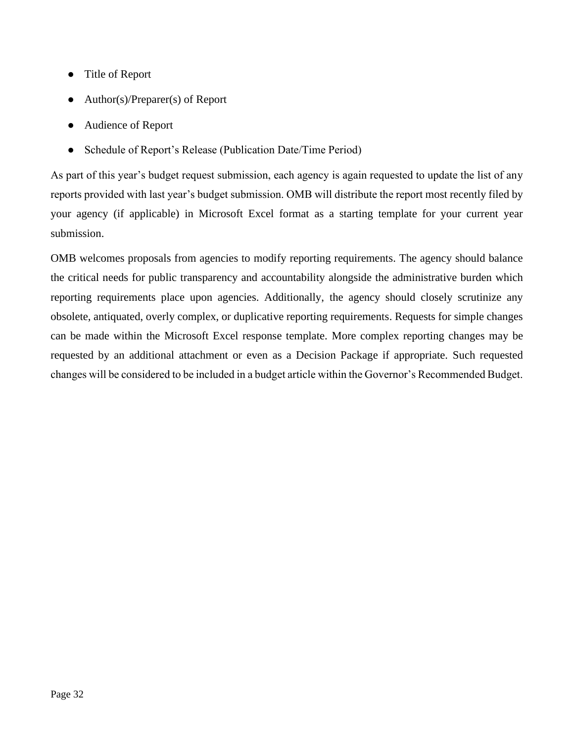- Title of Report
- Author(s)/Preparer(s) of Report
- Audience of Report
- Schedule of Report's Release (Publication Date/Time Period)

As part of this year's budget request submission, each agency is again requested to update the list of any reports provided with last year's budget submission. OMB will distribute the report most recently filed by your agency (if applicable) in Microsoft Excel format as a starting template for your current year submission.

OMB welcomes proposals from agencies to modify reporting requirements. The agency should balance the critical needs for public transparency and accountability alongside the administrative burden which reporting requirements place upon agencies. Additionally, the agency should closely scrutinize any obsolete, antiquated, overly complex, or duplicative reporting requirements. Requests for simple changes can be made within the Microsoft Excel response template. More complex reporting changes may be requested by an additional attachment or even as a Decision Package if appropriate. Such requested changes will be considered to be included in a budget article within the Governor's Recommended Budget.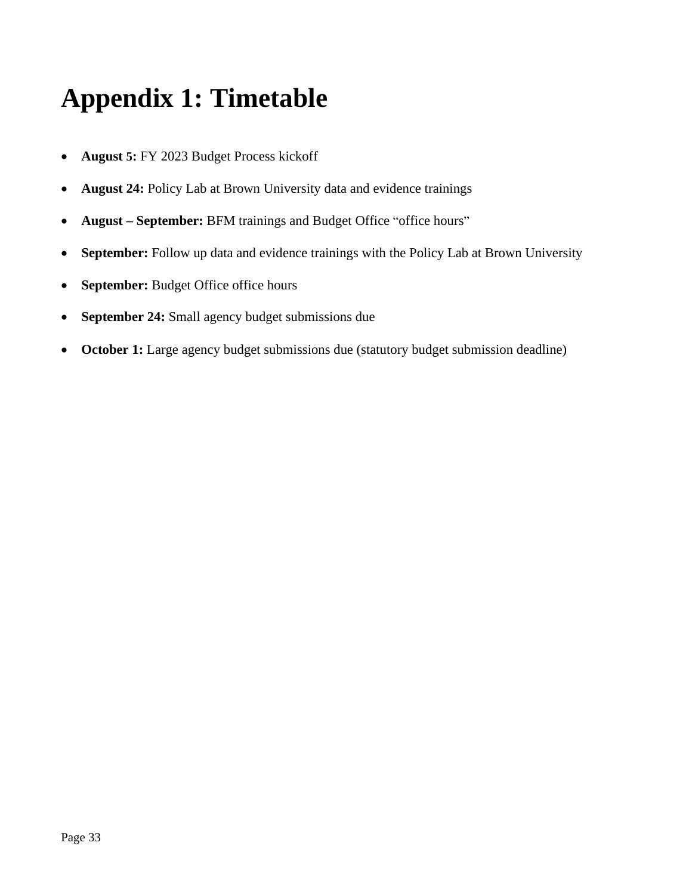# Appendix 1: Timetable

- **August 5:** FY 2023 Budget Process kickoff
- **August 24:** Policy Lab at Brown University data and evidence trainings
- **August – September:** BFM trainings and Budget Office "office hours"
- **September:** Follow up data and evidence trainings with the Policy Lab at Brown University
- **September:** Budget Office office hours
- **September 24:** Small agency budget submissions due
- **October 1:** Large agency budget submissions due (statutory budget submission deadline)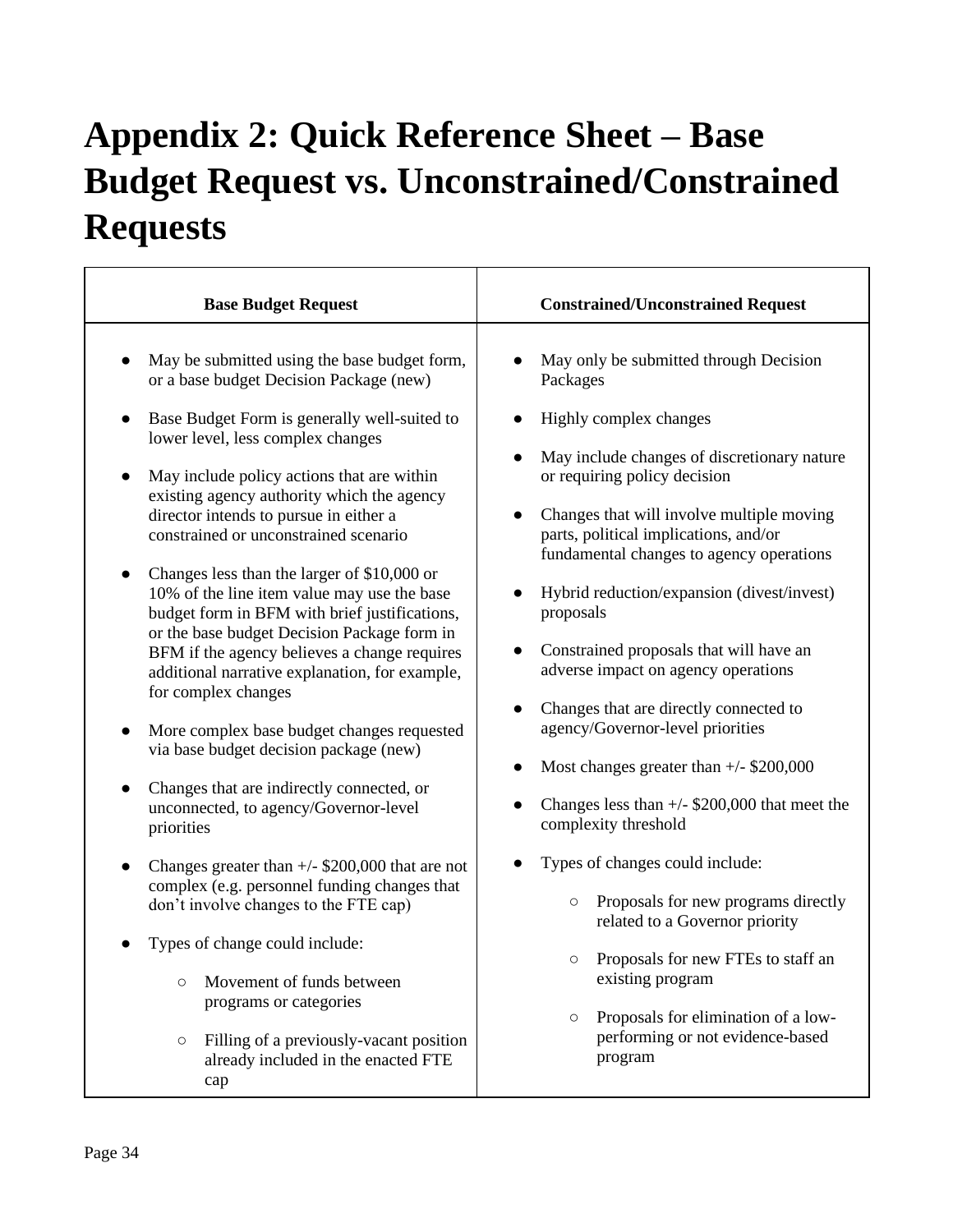# Appendix 2: Quick Reference Sheet – Base Budget Request vs. Unconstrained/Constrained Requests

| Base Budget Request | Constrained/Unconstrained Request |
|---|---|
| • May be submitted using the base budget form, or a base budget Decision Package (new)<br><br>• Base Budget Form is generally well-suited to lower level, less complex changes<br><br>• May include policy actions that are within existing agency authority which the agency director intends to pursue in either a constrained or unconstrained scenario<br><br>• Changes less than the larger of $10,000 or 10% of the line item value may use the base budget form in BFM with brief justifications, or the base budget Decision Package form in BFM if the agency believes a change requires additional narrative explanation, for example, for complex changes<br><br>• More complex base budget changes requested via base budget decision package (new)<br><br>• Changes that are indirectly connected, or unconnected, to agency/Governor-level priorities<br><br>• Changes greater than +/- $200,000 that are not complex (e.g. personnel funding changes that don't involve changes to the FTE cap)<br><br>• Types of change could include:<br>&nbsp;&nbsp;&nbsp;&nbsp;○ Movement of funds between programs or categories<br>&nbsp;&nbsp;&nbsp;&nbsp;○ Filling of a previously-vacant position already included in the enacted FTE cap | • May only be submitted through Decision Packages<br><br>• Highly complex changes<br><br>• May include changes of discretionary nature or requiring policy decision<br><br>• Changes that will involve multiple moving parts, political implications, and/or fundamental changes to agency operations<br><br>• Hybrid reduction/expansion (divest/invest) proposals<br><br>• Constrained proposals that will have an adverse impact on agency operations<br><br>• Changes that are directly connected to agency/Governor-level priorities<br><br>• Most changes greater than +/- $200,000<br><br>• Changes less than +/- $200,000 that meet the complexity threshold<br><br>• Types of changes could include:<br>&nbsp;&nbsp;&nbsp;&nbsp;○ Proposals for new programs directly related to a Governor priority<br>&nbsp;&nbsp;&nbsp;&nbsp;○ Proposals for new FTEs to staff an existing program<br>&nbsp;&nbsp;&nbsp;&nbsp;○ Proposals for elimination of a low-performing or not evidence-based program |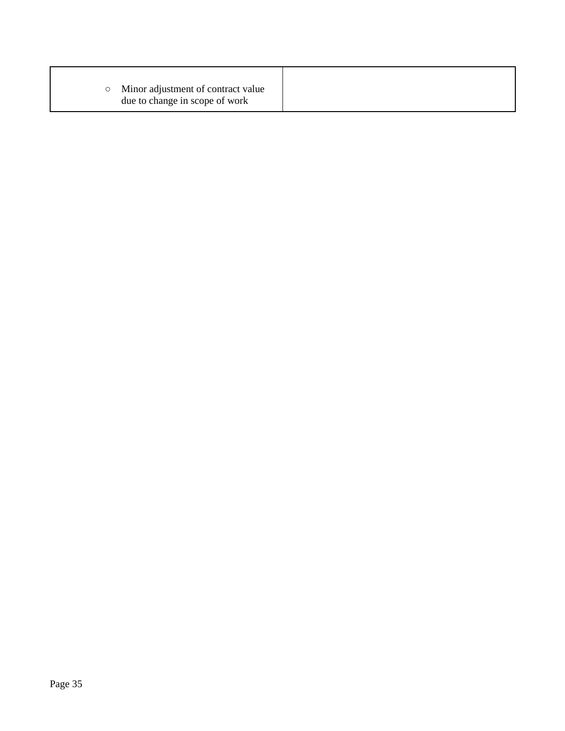| | |
|---|---|
| ○ Minor adjustment of contract value due to change in scope of work | |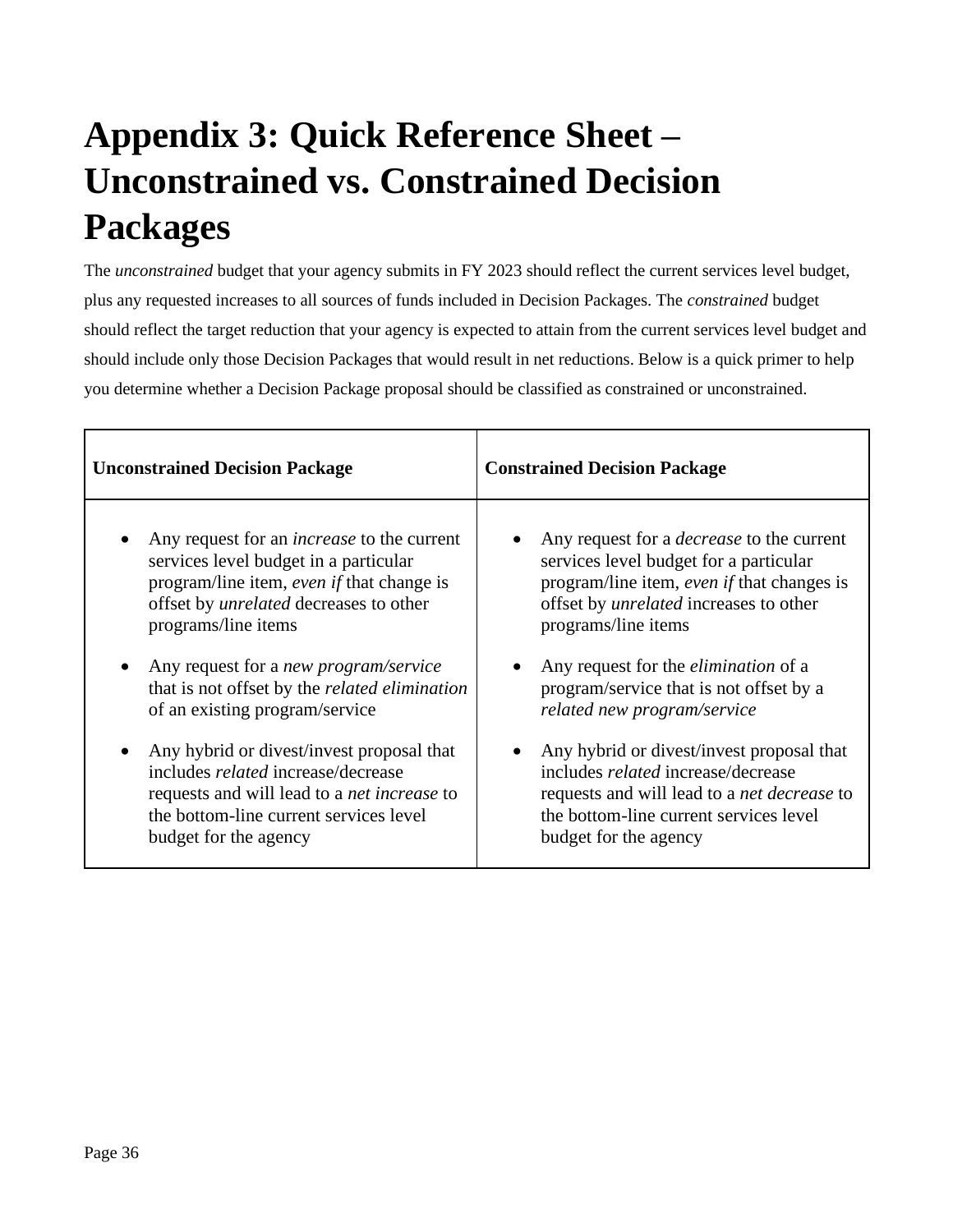# Appendix 3: Quick Reference Sheet – Unconstrained vs. Constrained Decision Packages

The *unconstrained* budget that your agency submits in FY 2023 should reflect the current services level budget, plus any requested increases to all sources of funds included in Decision Packages. The *constrained* budget should reflect the target reduction that your agency is expected to attain from the current services level budget and should include only those Decision Packages that would result in net reductions. Below is a quick primer to help you determine whether a Decision Package proposal should be classified as constrained or unconstrained.

| **Unconstrained Decision Package** | **Constrained Decision Package** |
|---|---|
| • Any request for an *increase* to the current services level budget in a particular program/line item, *even if* that change is offset by *unrelated* decreases to other programs/line items<br><br>• Any request for a *new program/service* that is not offset by the *related elimination* of an existing program/service<br><br>• Any hybrid or divest/invest proposal that includes *related* increase/decrease requests and will lead to a *net increase* to the bottom-line current services level budget for the agency | • Any request for a *decrease* to the current services level budget for a particular program/line item, *even if* that changes is offset by *unrelated* increases to other programs/line items<br><br>• Any request for the *elimination* of a program/service that is not offset by a *related new program/service*<br><br>• Any hybrid or divest/invest proposal that includes *related* increase/decrease requests and will lead to a *net decrease* to the bottom-line current services level budget for the agency |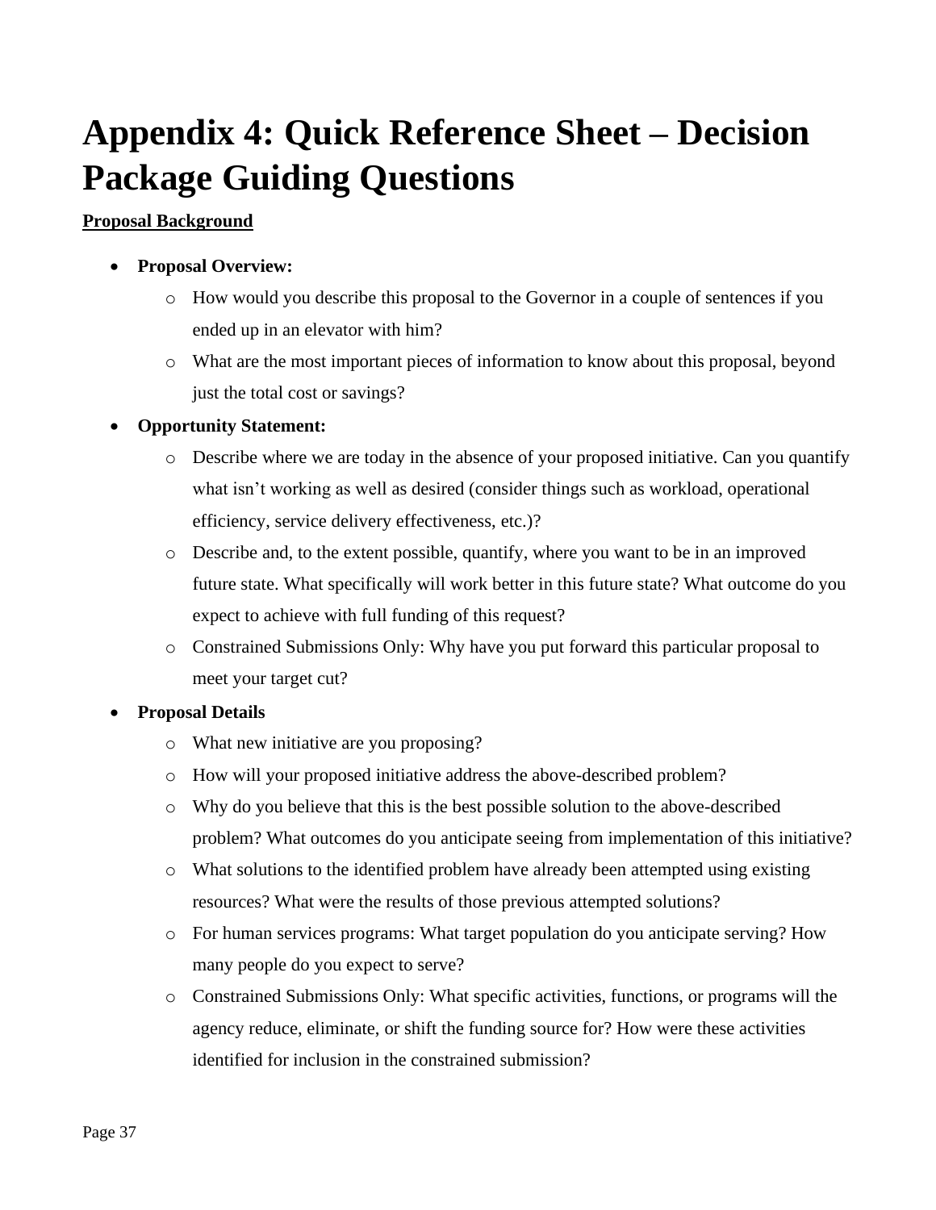# Appendix 4: Quick Reference Sheet – Decision Package Guiding Questions

**Proposal Background**

- **Proposal Overview:**
  - How would you describe this proposal to the Governor in a couple of sentences if you ended up in an elevator with him?
  - What are the most important pieces of information to know about this proposal, beyond just the total cost or savings?
- **Opportunity Statement:**
  - Describe where we are today in the absence of your proposed initiative. Can you quantify what isn't working as well as desired (consider things such as workload, operational efficiency, service delivery effectiveness, etc.)?
  - Describe and, to the extent possible, quantify, where you want to be in an improved future state. What specifically will work better in this future state? What outcome do you expect to achieve with full funding of this request?
  - Constrained Submissions Only: Why have you put forward this particular proposal to meet your target cut?
- **Proposal Details**
  - What new initiative are you proposing?
  - How will your proposed initiative address the above-described problem?
  - Why do you believe that this is the best possible solution to the above-described problem? What outcomes do you anticipate seeing from implementation of this initiative?
  - What solutions to the identified problem have already been attempted using existing resources? What were the results of those previous attempted solutions?
  - For human services programs: What target population do you anticipate serving? How many people do you expect to serve?
  - Constrained Submissions Only: What specific activities, functions, or programs will the agency reduce, eliminate, or shift the funding source for? How were these activities identified for inclusion in the constrained submission?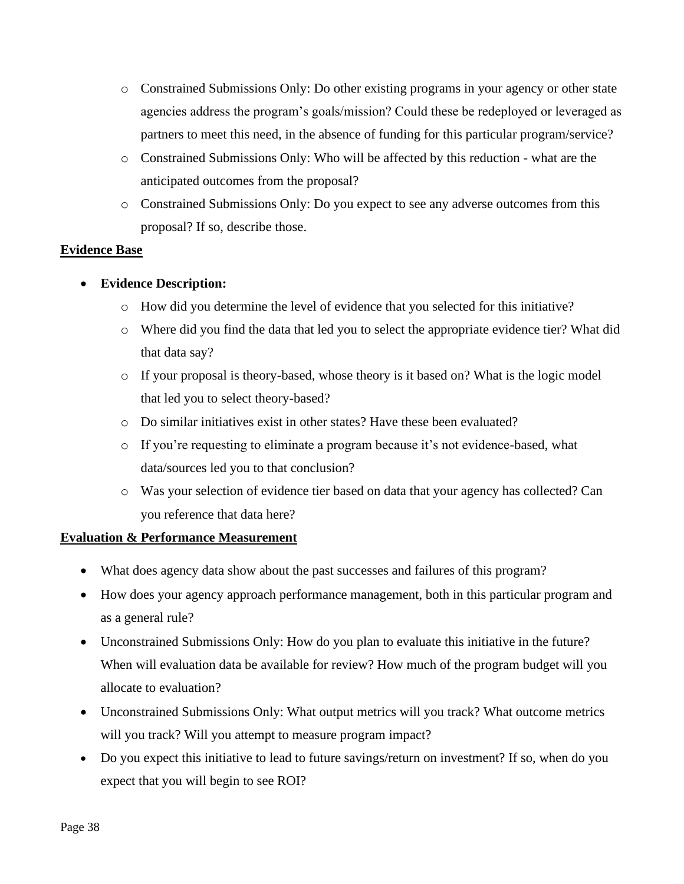- Constrained Submissions Only: Do other existing programs in your agency or other state agencies address the program's goals/mission? Could these be redeployed or leveraged as partners to meet this need, in the absence of funding for this particular program/service?
  - Constrained Submissions Only: Who will be affected by this reduction - what are the anticipated outcomes from the proposal?
  - Constrained Submissions Only: Do you expect to see any adverse outcomes from this proposal? If so, describe those.

**Evidence Base**

- **Evidence Description:**
  - How did you determine the level of evidence that you selected for this initiative?
  - Where did you find the data that led you to select the appropriate evidence tier? What did that data say?
  - If your proposal is theory-based, whose theory is it based on? What is the logic model that led you to select theory-based?
  - Do similar initiatives exist in other states? Have these been evaluated?
  - If you're requesting to eliminate a program because it's not evidence-based, what data/sources led you to that conclusion?
  - Was your selection of evidence tier based on data that your agency has collected? Can you reference that data here?

**Evaluation & Performance Measurement**

- What does agency data show about the past successes and failures of this program?
- How does your agency approach performance management, both in this particular program and as a general rule?
- Unconstrained Submissions Only: How do you plan to evaluate this initiative in the future? When will evaluation data be available for review? How much of the program budget will you allocate to evaluation?
- Unconstrained Submissions Only: What output metrics will you track? What outcome metrics will you track? Will you attempt to measure program impact?
- Do you expect this initiative to lead to future savings/return on investment? If so, when do you expect that you will begin to see ROI?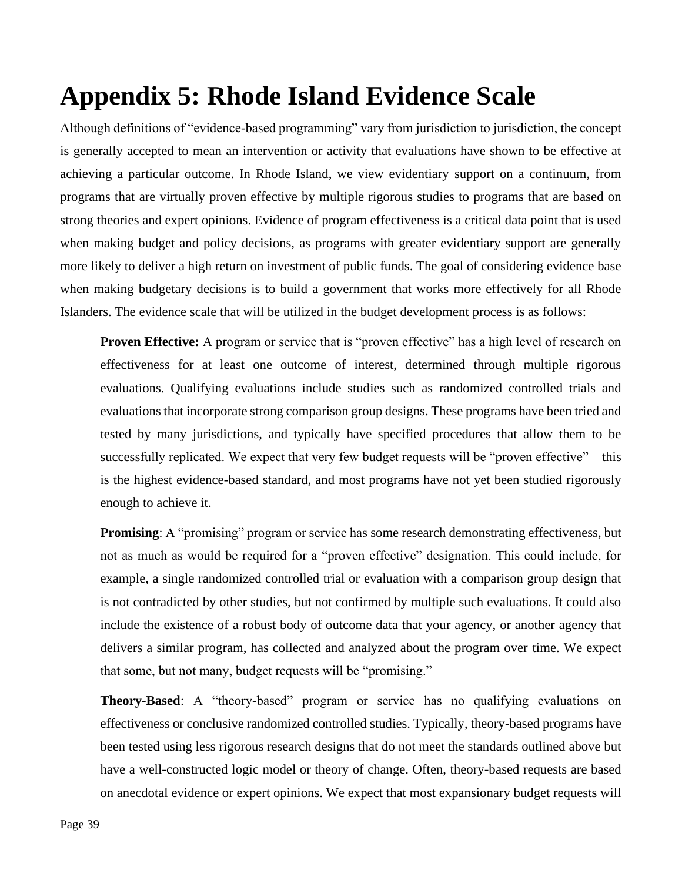# Appendix 5: Rhode Island Evidence Scale

Although definitions of "evidence-based programming" vary from jurisdiction to jurisdiction, the concept is generally accepted to mean an intervention or activity that evaluations have shown to be effective at achieving a particular outcome. In Rhode Island, we view evidentiary support on a continuum, from programs that are virtually proven effective by multiple rigorous studies to programs that are based on strong theories and expert opinions. Evidence of program effectiveness is a critical data point that is used when making budget and policy decisions, as programs with greater evidentiary support are generally more likely to deliver a high return on investment of public funds. The goal of considering evidence base when making budgetary decisions is to build a government that works more effectively for all Rhode Islanders. The evidence scale that will be utilized in the budget development process is as follows:

> **Proven Effective:** A program or service that is "proven effective" has a high level of research on effectiveness for at least one outcome of interest, determined through multiple rigorous evaluations. Qualifying evaluations include studies such as randomized controlled trials and evaluations that incorporate strong comparison group designs. These programs have been tried and tested by many jurisdictions, and typically have specified procedures that allow them to be successfully replicated. We expect that very few budget requests will be "proven effective"—this is the highest evidence-based standard, and most programs have not yet been studied rigorously enough to achieve it.
>
> **Promising**: A "promising" program or service has some research demonstrating effectiveness, but not as much as would be required for a "proven effective" designation. This could include, for example, a single randomized controlled trial or evaluation with a comparison group design that is not contradicted by other studies, but not confirmed by multiple such evaluations. It could also include the existence of a robust body of outcome data that your agency, or another agency that delivers a similar program, has collected and analyzed about the program over time. We expect that some, but not many, budget requests will be "promising."
>
> **Theory-Based**: A "theory-based" program or service has no qualifying evaluations on effectiveness or conclusive randomized controlled studies. Typically, theory-based programs have been tested using less rigorous research designs that do not meet the standards outlined above but have a well-constructed logic model or theory of change. Often, theory-based requests are based on anecdotal evidence or expert opinions. We expect that most expansionary budget requests will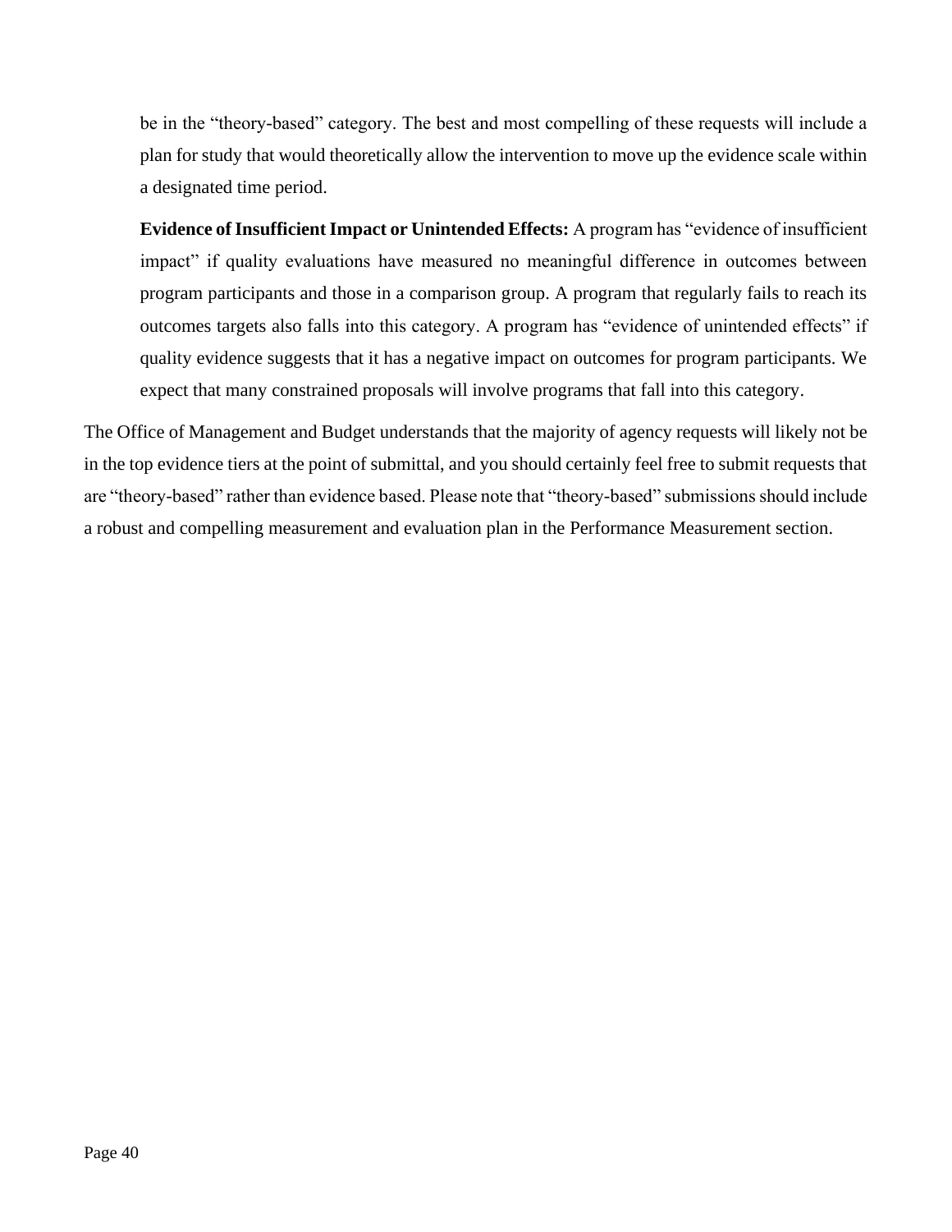be in the "theory-based" category. The best and most compelling of these requests will include a plan for study that would theoretically allow the intervention to move up the evidence scale within a designated time period.

**Evidence of Insufficient Impact or Unintended Effects:** A program has "evidence of insufficient impact" if quality evaluations have measured no meaningful difference in outcomes between program participants and those in a comparison group. A program that regularly fails to reach its outcomes targets also falls into this category. A program has "evidence of unintended effects" if quality evidence suggests that it has a negative impact on outcomes for program participants. We expect that many constrained proposals will involve programs that fall into this category.

The Office of Management and Budget understands that the majority of agency requests will likely not be in the top evidence tiers at the point of submittal, and you should certainly feel free to submit requests that are "theory-based" rather than evidence based. Please note that "theory-based" submissions should include a robust and compelling measurement and evaluation plan in the Performance Measurement section.